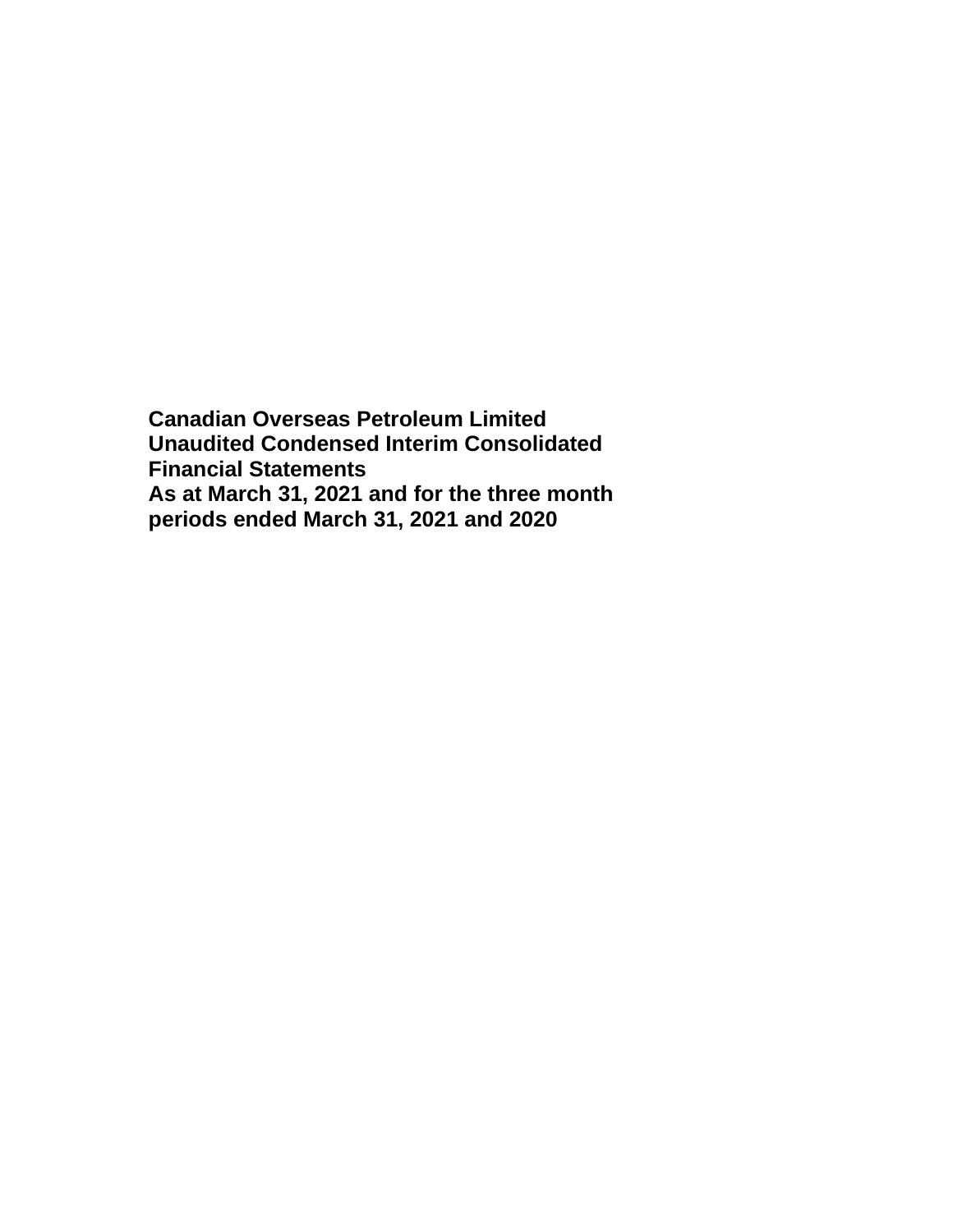**Canadian Overseas Petroleum Limited**
**Unaudited Condensed Interim Consolidated Financial Statements**
**As at March 31, 2021 and for the three month periods ended March 31, 2021 and 2020**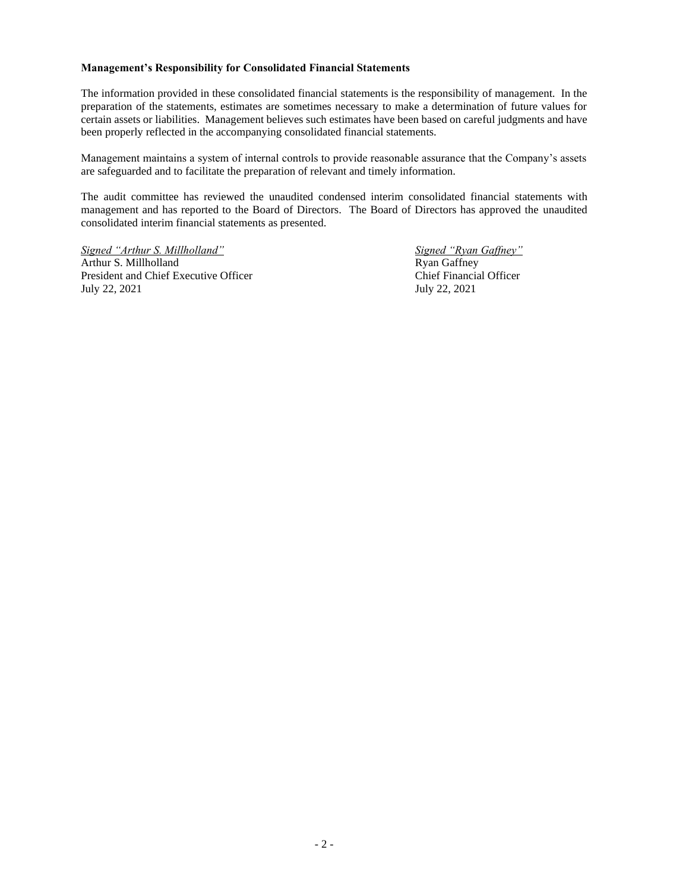**Management's Responsibility for Consolidated Financial Statements**

The information provided in these consolidated financial statements is the responsibility of management. In the preparation of the statements, estimates are sometimes necessary to make a determination of future values for certain assets or liabilities. Management believes such estimates have been based on careful judgments and have been properly reflected in the accompanying consolidated financial statements.

Management maintains a system of internal controls to provide reasonable assurance that the Company's assets are safeguarded and to facilitate the preparation of relevant and timely information.

The audit committee has reviewed the unaudited condensed interim consolidated financial statements with management and has reported to the Board of Directors. The Board of Directors has approved the unaudited consolidated interim financial statements as presented.

*Signed "Arthur S. Millholland"*
Arthur S. Millholland
President and Chief Executive Officer
July 22, 2021

*Signed "Ryan Gaffney"*
Ryan Gaffney
Chief Financial Officer
July 22, 2021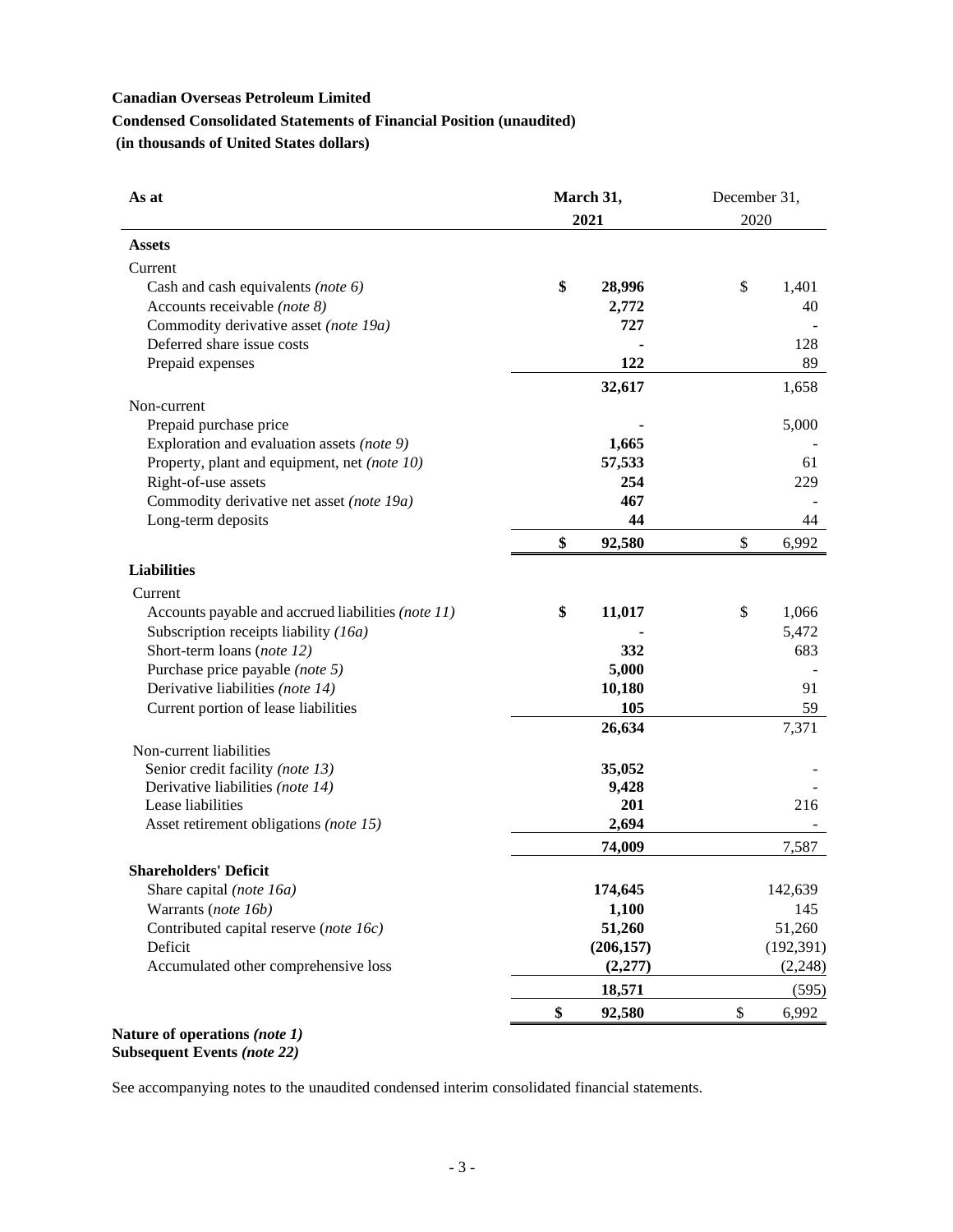**Canadian Overseas Petroleum Limited**

**Condensed Consolidated Statements of Financial Position (unaudited)**

**(in thousands of United States dollars)**

| **As at** | **March 31, 2021** | December 31, 2020 |
|---|---|---|
| **Assets** | | |
| Current | | |
| Cash and cash equivalents *(note 6)* | **$ 28,996** | $ 1,401 |
| Accounts receivable *(note 8)* | **2,772** | 40 |
| Commodity derivative asset *(note 19a)* | **727** | - |
| Deferred share issue costs | **-** | 128 |
| Prepaid expenses | **122** | 89 |
| | **32,617** | 1,658 |
| Non-current | | |
| Prepaid purchase price | **-** | 5,000 |
| Exploration and evaluation assets *(note 9)* | **1,665** | - |
| Property, plant and equipment, net *(note 10)* | **57,533** | 61 |
| Right-of-use assets | **254** | 229 |
| Commodity derivative net asset *(note 19a)* | **467** | - |
| Long-term deposits | **44** | 44 |
| | **$ 92,580** | $ 6,992 |
| **Liabilities** | | |
| Current | | |
| Accounts payable and accrued liabilities *(note 11)* | **$ 11,017** | $ 1,066 |
| Subscription receipts liability *(16a)* | **-** | 5,472 |
| Short-term loans (*note 12)* | **332** | 683 |
| Purchase price payable *(note 5)* | **5,000** | - |
| Derivative liabilities *(note 14)* | **10,180** | 91 |
| Current portion of lease liabilities | **105** | 59 |
| | **26,634** | 7,371 |
| Non-current liabilities | | |
| Senior credit facility *(note 13)* | **35,052** | - |
| Derivative liabilities *(note 14)* | **9,428** | - |
| Lease liabilities | **201** | 216 |
| Asset retirement obligations *(note 15)* | **2,694** | - |
| | **74,009** | 7,587 |
| **Shareholders' Deficit** | | |
| Share capital *(note 16a)* | **174,645** | 142,639 |
| Warrants (*note 16b)* | **1,100** | 145 |
| Contributed capital reserve (*note 16c)* | **51,260** | 51,260 |
| Deficit | **(206,157)** | (192,391) |
| Accumulated other comprehensive loss | **(2,277)** | (2,248) |
| | **18,571** | (595) |
| | **$ 92,580** | $ 6,992 |

**Nature of operations *(note 1)***
**Subsequent Events *(note 22)***

See accompanying notes to the unaudited condensed interim consolidated financial statements.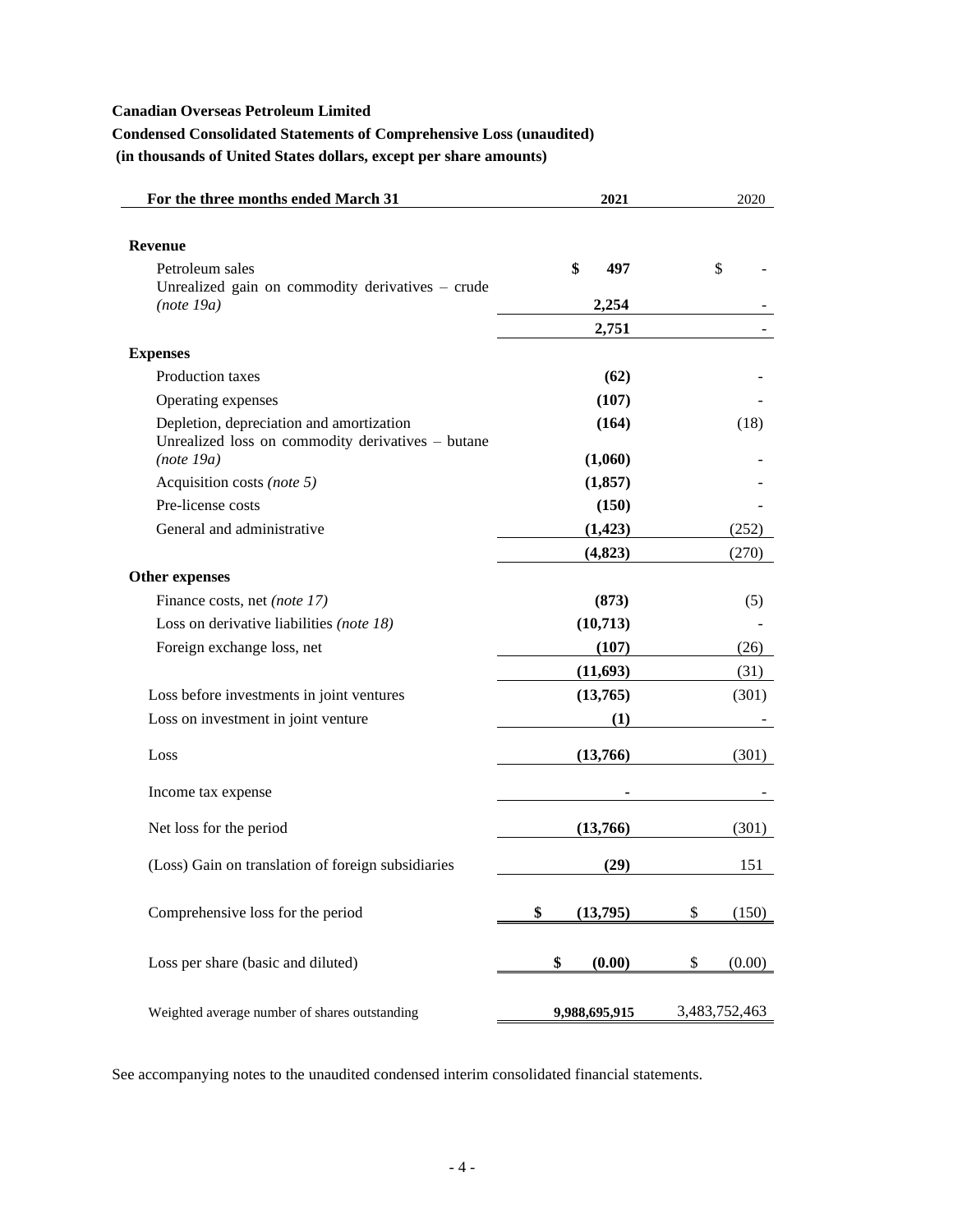**Canadian Overseas Petroleum Limited**

**Condensed Consolidated Statements of Comprehensive Loss (unaudited)**

**(in thousands of United States dollars, except per share amounts)**

| For the three months ended March 31 | 2021 | 2020 |
|---|---|---|
| **Revenue** | | |
| Petroleum sales | **$ 497** | $ - |
| Unrealized gain on commodity derivatives – crude *(note 19a)* | **2,254** | - |
| | **2,751** | - |
| **Expenses** | | |
| Production taxes | **(62)** | - |
| Operating expenses | **(107)** | - |
| Depletion, depreciation and amortization | **(164)** | (18) |
| Unrealized loss on commodity derivatives – butane *(note 19a)* | **(1,060)** | - |
| Acquisition costs *(note 5)* | **(1,857)** | - |
| Pre-license costs | **(150)** | - |
| General and administrative | **(1,423)** | (252) |
| | **(4,823)** | (270) |
| **Other expenses** | | |
| Finance costs, net *(note 17)* | **(873)** | (5) |
| Loss on derivative liabilities *(note 18)* | **(10,713)** | - |
| Foreign exchange loss, net | **(107)** | (26) |
| | **(11,693)** | (31) |
| Loss before investments in joint ventures | **(13,765)** | (301) |
| Loss on investment in joint venture | **(1)** | - |
| Loss | **(13,766)** | (301) |
| Income tax expense | **-** | - |
| Net loss for the period | **(13,766)** | (301) |
| (Loss) Gain on translation of foreign subsidiaries | **(29)** | 151 |
| Comprehensive loss for the period | **$ (13,795)** | $ (150) |
| Loss per share (basic and diluted) | **$ (0.00)** | $ (0.00) |
| Weighted average number of shares outstanding | **9,988,695,915** | 3,483,752,463 |

See accompanying notes to the unaudited condensed interim consolidated financial statements.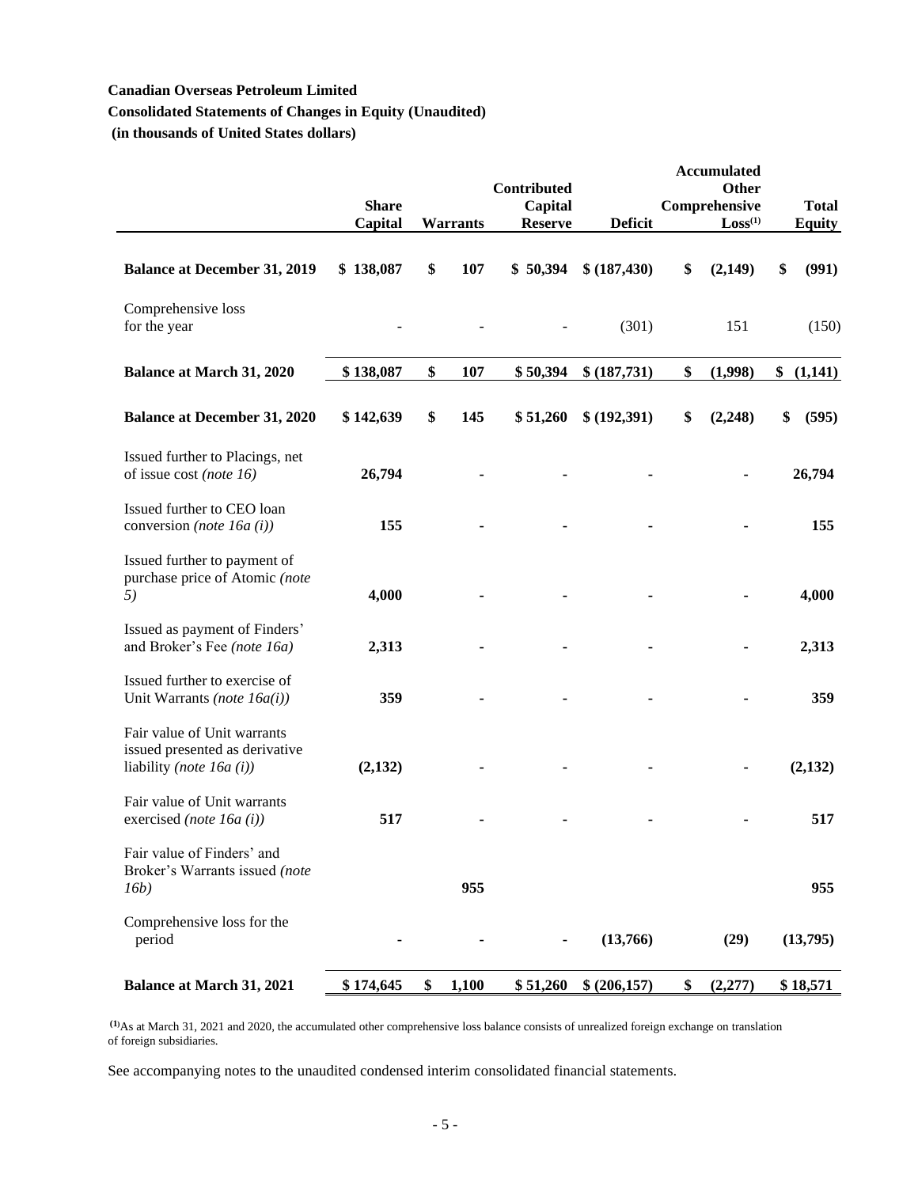**Canadian Overseas Petroleum Limited**

**Consolidated Statements of Changes in Equity (Unaudited)**

**(in thousands of United States dollars)**

| | Share Capital | Warrants | Contributed Capital Reserve | Deficit | Accumulated Other Comprehensive Loss[(1)] | Total Equity |
|---|---|---|---|---|---|---|
| **Balance at December 31, 2019** | **$ 138,087** | **$ 107** | **$ 50,394** | **$ (187,430)** | **$ (2,149)** | **$ (991)** |
| Comprehensive loss for the year | - | - | - | (301) | 151 | (150) |
| **Balance at March 31, 2020** | **$ 138,087** | **$ 107** | **$ 50,394** | **$ (187,731)** | **$ (1,998)** | **$ (1,141)** |
| **Balance at December 31, 2020** | **$ 142,639** | **$ 145** | **$ 51,260** | **$ (192,391)** | **$ (2,248)** | **$ (595)** |
| Issued further to Placings, net of issue cost *(note 16)* | **26,794** | **-** | **-** | **-** | **-** | **26,794** |
| Issued further to CEO loan conversion *(note 16a (i))* | **155** | **-** | **-** | **-** | **-** | **155** |
| Issued further to payment of purchase price of Atomic *(note 5)* | **4,000** | **-** | **-** | **-** | **-** | **4,000** |
| Issued as payment of Finders' and Broker's Fee *(note 16a)* | **2,313** | **-** | **-** | **-** | **-** | **2,313** |
| Issued further to exercise of Unit Warrants *(note 16a(i))* | **359** | **-** | **-** | **-** | **-** | **359** |
| Fair value of Unit warrants issued presented as derivative liability *(note 16a (i))* | **(2,132)** | **-** | **-** | **-** | **-** | **(2,132)** |
| Fair value of Unit warrants exercised *(note 16a (i))* | **517** | **-** | **-** | **-** | **-** | **517** |
| Fair value of Finders' and Broker's Warrants issued *(note 16b)* | | **955** | | | | **955** |
| Comprehensive loss for the period | **-** | **-** | **-** | **(13,766)** | **(29)** | **(13,795)** |
| **Balance at March 31, 2021** | **$ 174,645** | **$ 1,100** | **$ 51,260** | **$ (206,157)** | **$ (2,277)** | **$ 18,571** |

[(1)]As at March 31, 2021 and 2020, the accumulated other comprehensive loss balance consists of unrealized foreign exchange on translation of foreign subsidiaries.

See accompanying notes to the unaudited condensed interim consolidated financial statements.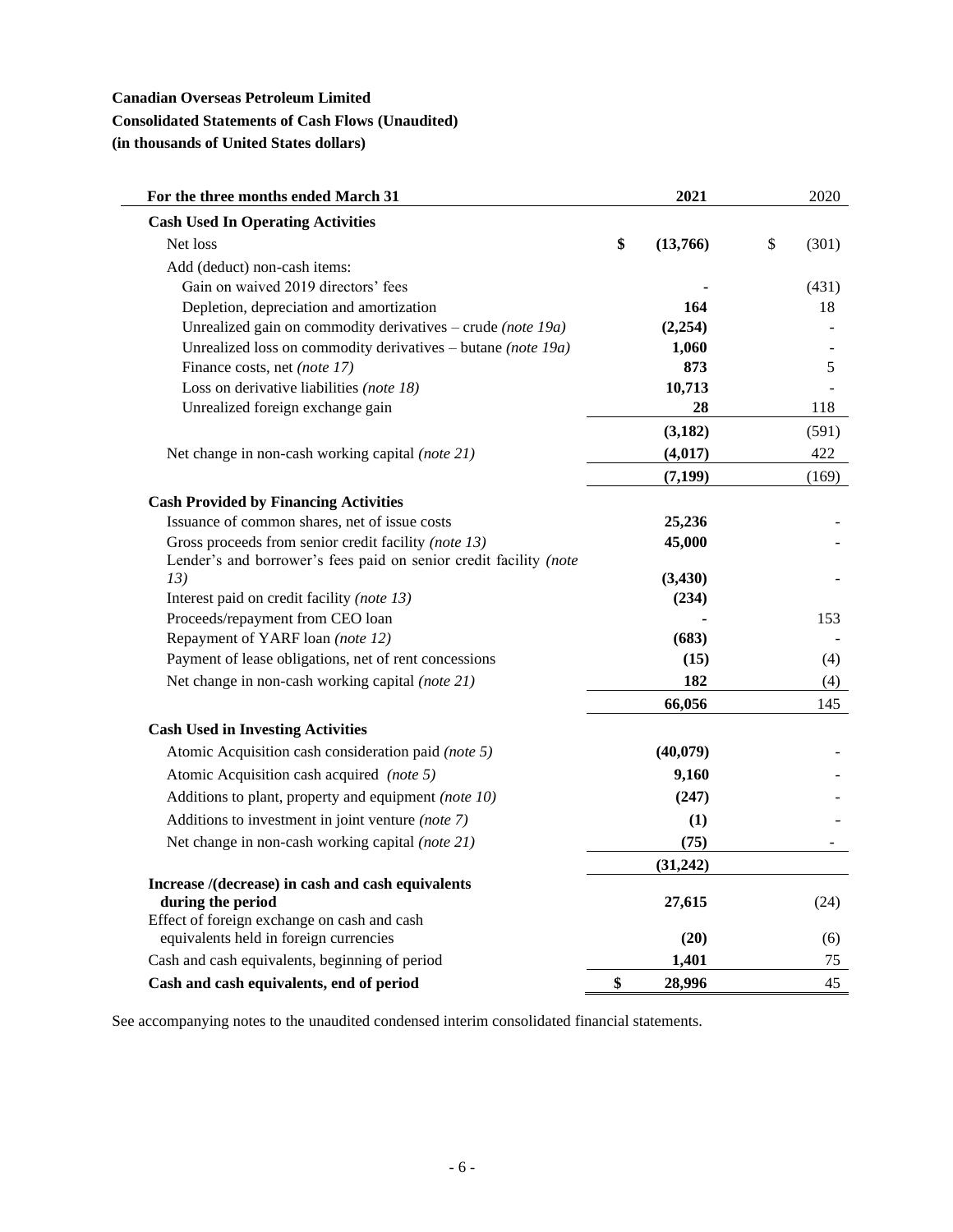**Canadian Overseas Petroleum Limited**

**Consolidated Statements of Cash Flows (Unaudited)**

**(in thousands of United States dollars)**

| For the three months ended March 31 | 2021 | 2020 |
|---|---|---|
| **Cash Used In Operating Activities** | | |
| Net loss | **$ (13,766)** | $ (301) |
| Add (deduct) non-cash items: | | |
| Gain on waived 2019 directors' fees | **-** | (431) |
| Depletion, depreciation and amortization | **164** | 18 |
| Unrealized gain on commodity derivatives – crude *(note 19a)* | **(2,254)** | - |
| Unrealized loss on commodity derivatives – butane *(note 19a)* | **1,060** | - |
| Finance costs, net *(note 17)* | **873** | 5 |
| Loss on derivative liabilities *(note 18)* | **10,713** | - |
| Unrealized foreign exchange gain | **28** | 118 |
| | **(3,182)** | (591) |
| Net change in non-cash working capital *(note 21)* | **(4,017)** | 422 |
| | **(7,199)** | (169) |
| **Cash Provided by Financing Activities** | | |
| Issuance of common shares, net of issue costs | **25,236** | - |
| Gross proceeds from senior credit facility *(note 13)* | **45,000** | - |
| Lender's and borrower's fees paid on senior credit facility *(note 13)* | **(3,430)** | - |
| Interest paid on credit facility *(note 13)* | **(234)** | |
| Proceeds/repayment from CEO loan | **-** | 153 |
| Repayment of YARF loan *(note 12)* | **(683)** | - |
| Payment of lease obligations, net of rent concessions | **(15)** | (4) |
| Net change in non-cash working capital *(note 21)* | **182** | (4) |
| | **66,056** | 145 |
| **Cash Used in Investing Activities** | | |
| Atomic Acquisition cash consideration paid *(note 5)* | **(40,079)** | - |
| Atomic Acquisition cash acquired *(note 5)* | **9,160** | - |
| Additions to plant, property and equipment *(note 10)* | **(247)** | - |
| Additions to investment in joint venture *(note 7)* | **(1)** | - |
| Net change in non-cash working capital *(note 21)* | **(75)** | - |
| | **(31,242)** | |
| **Increase /(decrease) in cash and cash equivalents during the period** | **27,615** | (24) |
| Effect of foreign exchange on cash and cash equivalents held in foreign currencies | **(20)** | (6) |
| Cash and cash equivalents, beginning of period | **1,401** | 75 |
| **Cash and cash equivalents, end of period** | **$ 28,996** | 45 |

See accompanying notes to the unaudited condensed interim consolidated financial statements.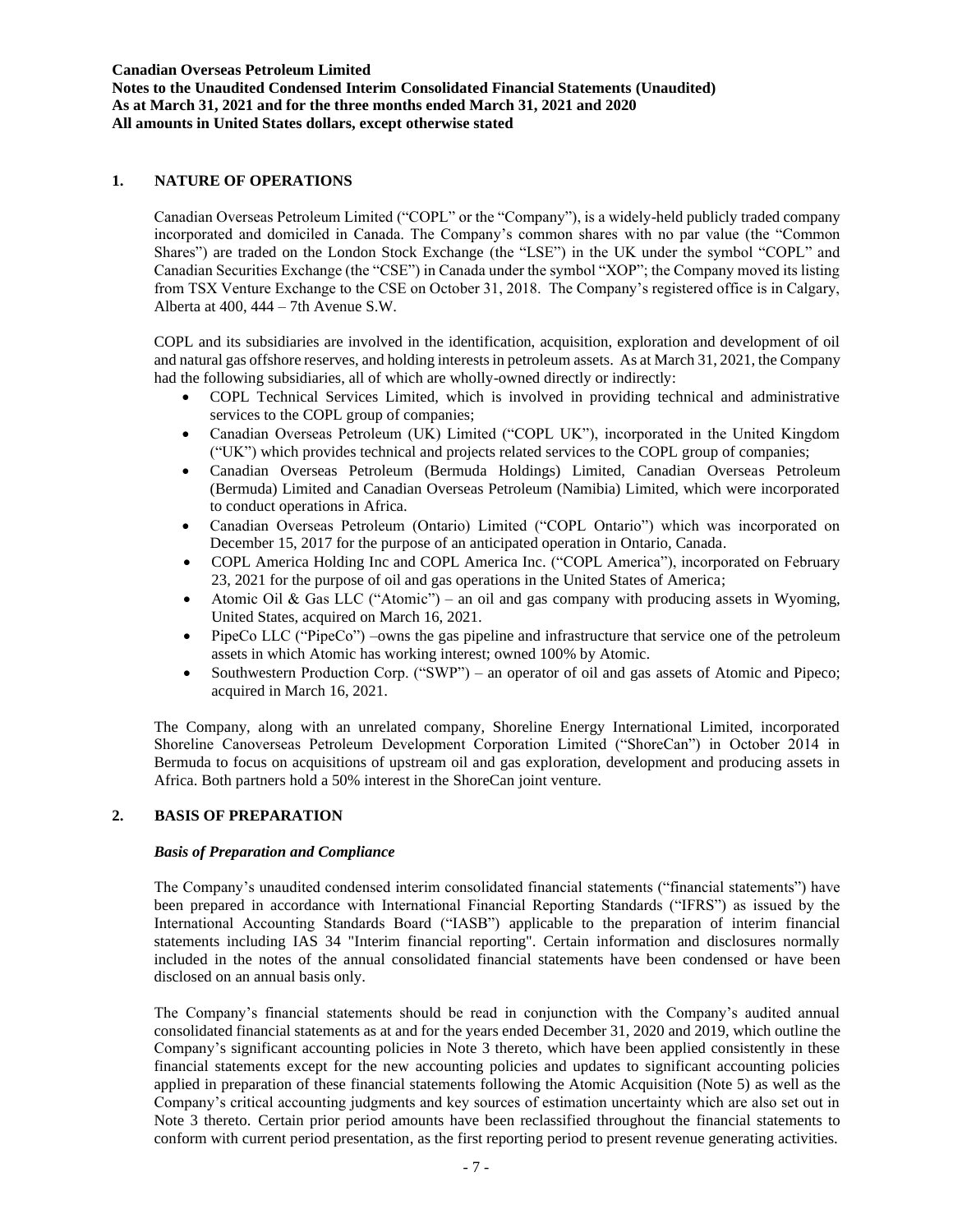## 1. NATURE OF OPERATIONS

Canadian Overseas Petroleum Limited ("COPL" or the "Company"), is a widely-held publicly traded company incorporated and domiciled in Canada. The Company's common shares with no par value (the "Common Shares") are traded on the London Stock Exchange (the "LSE") in the UK under the symbol "COPL" and Canadian Securities Exchange (the "CSE") in Canada under the symbol "XOP"; the Company moved its listing from TSX Venture Exchange to the CSE on October 31, 2018. The Company's registered office is in Calgary, Alberta at 400, 444 – 7th Avenue S.W.

COPL and its subsidiaries are involved in the identification, acquisition, exploration and development of oil and natural gas offshore reserves, and holding interests in petroleum assets. As at March 31, 2021, the Company had the following subsidiaries, all of which are wholly-owned directly or indirectly:

- COPL Technical Services Limited, which is involved in providing technical and administrative services to the COPL group of companies;
- Canadian Overseas Petroleum (UK) Limited ("COPL UK"), incorporated in the United Kingdom ("UK") which provides technical and projects related services to the COPL group of companies;
- Canadian Overseas Petroleum (Bermuda Holdings) Limited, Canadian Overseas Petroleum (Bermuda) Limited and Canadian Overseas Petroleum (Namibia) Limited, which were incorporated to conduct operations in Africa.
- Canadian Overseas Petroleum (Ontario) Limited ("COPL Ontario") which was incorporated on December 15, 2017 for the purpose of an anticipated operation in Ontario, Canada.
- COPL America Holding Inc and COPL America Inc. ("COPL America"), incorporated on February 23, 2021 for the purpose of oil and gas operations in the United States of America;
- Atomic Oil & Gas LLC ("Atomic") – an oil and gas company with producing assets in Wyoming, United States, acquired on March 16, 2021.
- PipeCo LLC ("PipeCo") –owns the gas pipeline and infrastructure that service one of the petroleum assets in which Atomic has working interest; owned 100% by Atomic.
- Southwestern Production Corp. ("SWP") – an operator of oil and gas assets of Atomic and Pipeco; acquired in March 16, 2021.

The Company, along with an unrelated company, Shoreline Energy International Limited, incorporated Shoreline Canoverseas Petroleum Development Corporation Limited ("ShoreCan") in October 2014 in Bermuda to focus on acquisitions of upstream oil and gas exploration, development and producing assets in Africa. Both partners hold a 50% interest in the ShoreCan joint venture.

## 2. BASIS OF PREPARATION

### *Basis of Preparation and Compliance*

The Company's unaudited condensed interim consolidated financial statements ("financial statements") have been prepared in accordance with International Financial Reporting Standards ("IFRS") as issued by the International Accounting Standards Board ("IASB") applicable to the preparation of interim financial statements including IAS 34 "Interim financial reporting". Certain information and disclosures normally included in the notes of the annual consolidated financial statements have been condensed or have been disclosed on an annual basis only.

The Company's financial statements should be read in conjunction with the Company's audited annual consolidated financial statements as at and for the years ended December 31, 2020 and 2019, which outline the Company's significant accounting policies in Note 3 thereto, which have been applied consistently in these financial statements except for the new accounting policies and updates to significant accounting policies applied in preparation of these financial statements following the Atomic Acquisition (Note 5) as well as the Company's critical accounting judgments and key sources of estimation uncertainty which are also set out in Note 3 thereto. Certain prior period amounts have been reclassified throughout the financial statements to conform with current period presentation, as the first reporting period to present revenue generating activities.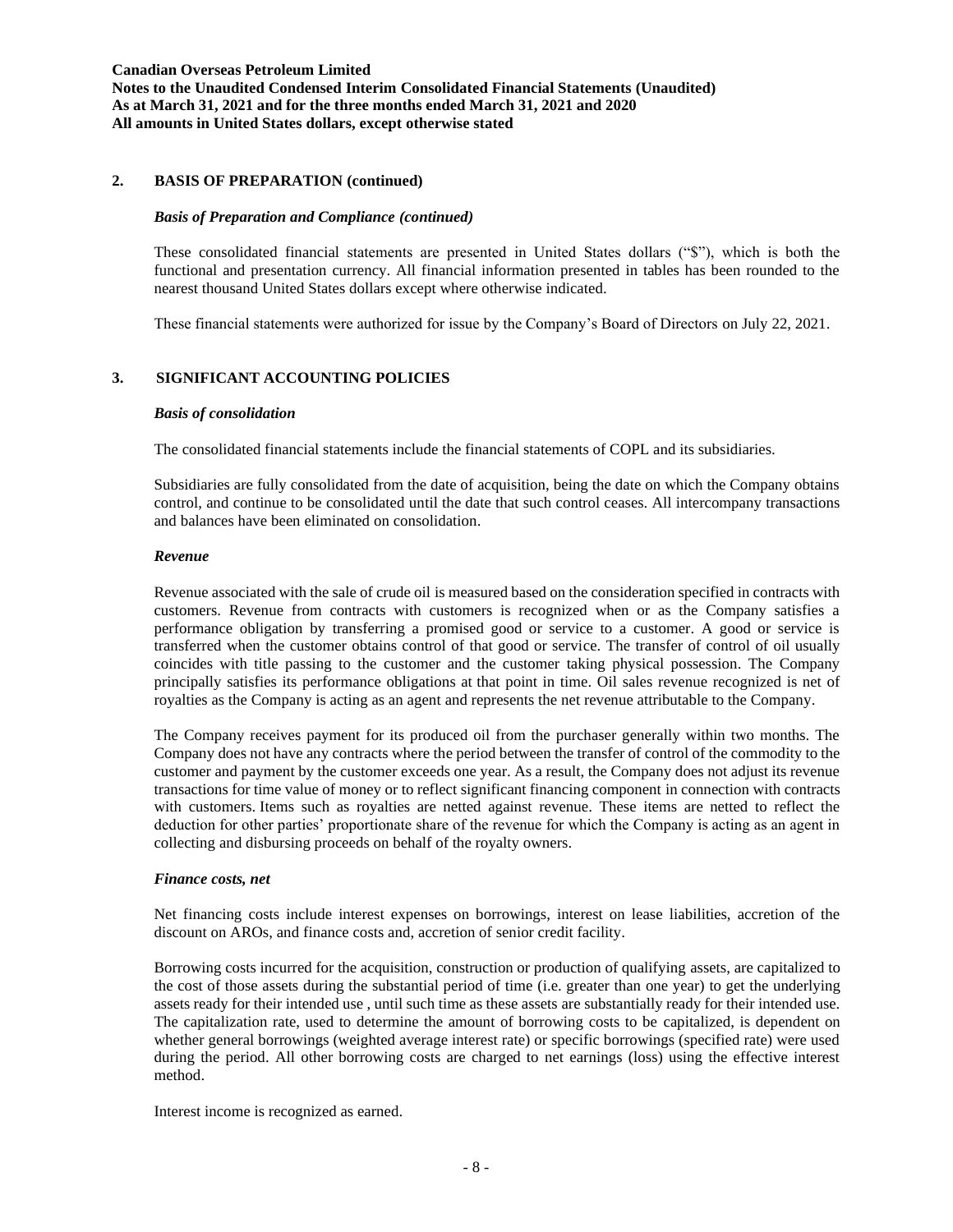## 2. BASIS OF PREPARATION (continued)

### *Basis of Preparation and Compliance (continued)*

These consolidated financial statements are presented in United States dollars ("$"), which is both the functional and presentation currency. All financial information presented in tables has been rounded to the nearest thousand United States dollars except where otherwise indicated.

These financial statements were authorized for issue by the Company's Board of Directors on July 22, 2021.

## 3. SIGNIFICANT ACCOUNTING POLICIES

### *Basis of consolidation*

The consolidated financial statements include the financial statements of COPL and its subsidiaries.

Subsidiaries are fully consolidated from the date of acquisition, being the date on which the Company obtains control, and continue to be consolidated until the date that such control ceases. All intercompany transactions and balances have been eliminated on consolidation.

### *Revenue*

Revenue associated with the sale of crude oil is measured based on the consideration specified in contracts with customers. Revenue from contracts with customers is recognized when or as the Company satisfies a performance obligation by transferring a promised good or service to a customer. A good or service is transferred when the customer obtains control of that good or service. The transfer of control of oil usually coincides with title passing to the customer and the customer taking physical possession. The Company principally satisfies its performance obligations at that point in time. Oil sales revenue recognized is net of royalties as the Company is acting as an agent and represents the net revenue attributable to the Company.

The Company receives payment for its produced oil from the purchaser generally within two months. The Company does not have any contracts where the period between the transfer of control of the commodity to the customer and payment by the customer exceeds one year. As a result, the Company does not adjust its revenue transactions for time value of money or to reflect significant financing component in connection with contracts with customers. Items such as royalties are netted against revenue. These items are netted to reflect the deduction for other parties' proportionate share of the revenue for which the Company is acting as an agent in collecting and disbursing proceeds on behalf of the royalty owners.

### *Finance costs, net*

Net financing costs include interest expenses on borrowings, interest on lease liabilities, accretion of the discount on AROs, and finance costs and, accretion of senior credit facility.

Borrowing costs incurred for the acquisition, construction or production of qualifying assets, are capitalized to the cost of those assets during the substantial period of time (i.e. greater than one year) to get the underlying assets ready for their intended use , until such time as these assets are substantially ready for their intended use. The capitalization rate, used to determine the amount of borrowing costs to be capitalized, is dependent on whether general borrowings (weighted average interest rate) or specific borrowings (specified rate) were used during the period. All other borrowing costs are charged to net earnings (loss) using the effective interest method.

Interest income is recognized as earned.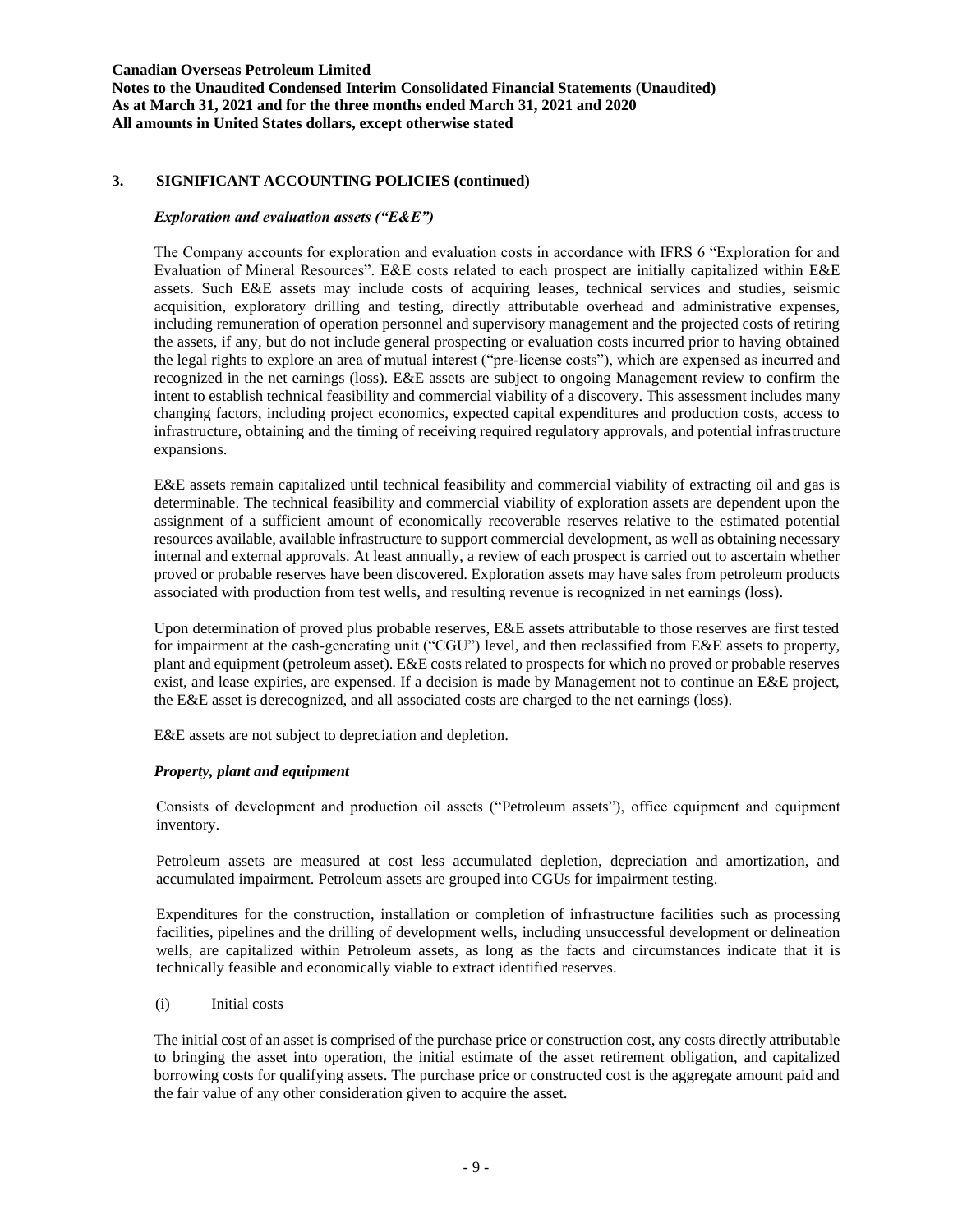## 3. SIGNIFICANT ACCOUNTING POLICIES (continued)

### *Exploration and evaluation assets ("E&E")*

The Company accounts for exploration and evaluation costs in accordance with IFRS 6 "Exploration for and Evaluation of Mineral Resources". E&E costs related to each prospect are initially capitalized within E&E assets. Such E&E assets may include costs of acquiring leases, technical services and studies, seismic acquisition, exploratory drilling and testing, directly attributable overhead and administrative expenses, including remuneration of operation personnel and supervisory management and the projected costs of retiring the assets, if any, but do not include general prospecting or evaluation costs incurred prior to having obtained the legal rights to explore an area of mutual interest ("pre-license costs"), which are expensed as incurred and recognized in the net earnings (loss). E&E assets are subject to ongoing Management review to confirm the intent to establish technical feasibility and commercial viability of a discovery. This assessment includes many changing factors, including project economics, expected capital expenditures and production costs, access to infrastructure, obtaining and the timing of receiving required regulatory approvals, and potential infrastructure expansions.

E&E assets remain capitalized until technical feasibility and commercial viability of extracting oil and gas is determinable. The technical feasibility and commercial viability of exploration assets are dependent upon the assignment of a sufficient amount of economically recoverable reserves relative to the estimated potential resources available, available infrastructure to support commercial development, as well as obtaining necessary internal and external approvals. At least annually, a review of each prospect is carried out to ascertain whether proved or probable reserves have been discovered. Exploration assets may have sales from petroleum products associated with production from test wells, and resulting revenue is recognized in net earnings (loss).

Upon determination of proved plus probable reserves, E&E assets attributable to those reserves are first tested for impairment at the cash-generating unit ("CGU") level, and then reclassified from E&E assets to property, plant and equipment (petroleum asset). E&E costs related to prospects for which no proved or probable reserves exist, and lease expiries, are expensed. If a decision is made by Management not to continue an E&E project, the E&E asset is derecognized, and all associated costs are charged to the net earnings (loss).

E&E assets are not subject to depreciation and depletion.

### *Property, plant and equipment*

Consists of development and production oil assets ("Petroleum assets"), office equipment and equipment inventory.

Petroleum assets are measured at cost less accumulated depletion, depreciation and amortization, and accumulated impairment. Petroleum assets are grouped into CGUs for impairment testing.

Expenditures for the construction, installation or completion of infrastructure facilities such as processing facilities, pipelines and the drilling of development wells, including unsuccessful development or delineation wells, are capitalized within Petroleum assets, as long as the facts and circumstances indicate that it is technically feasible and economically viable to extract identified reserves.

(i) Initial costs

The initial cost of an asset is comprised of the purchase price or construction cost, any costs directly attributable to bringing the asset into operation, the initial estimate of the asset retirement obligation, and capitalized borrowing costs for qualifying assets. The purchase price or constructed cost is the aggregate amount paid and the fair value of any other consideration given to acquire the asset.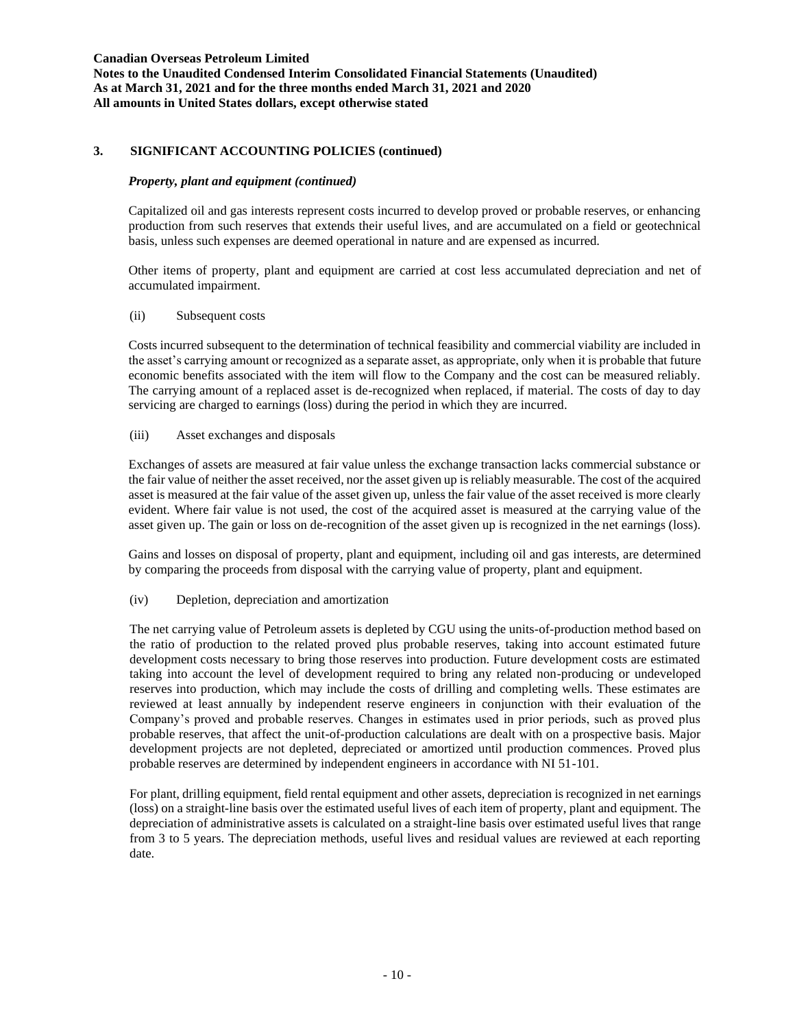## 3. SIGNIFICANT ACCOUNTING POLICIES (continued)

### *Property, plant and equipment (continued)*

Capitalized oil and gas interests represent costs incurred to develop proved or probable reserves, or enhancing production from such reserves that extends their useful lives, and are accumulated on a field or geotechnical basis, unless such expenses are deemed operational in nature and are expensed as incurred.

Other items of property, plant and equipment are carried at cost less accumulated depreciation and net of accumulated impairment.

(ii) Subsequent costs

Costs incurred subsequent to the determination of technical feasibility and commercial viability are included in the asset's carrying amount or recognized as a separate asset, as appropriate, only when it is probable that future economic benefits associated with the item will flow to the Company and the cost can be measured reliably. The carrying amount of a replaced asset is de-recognized when replaced, if material. The costs of day to day servicing are charged to earnings (loss) during the period in which they are incurred.

(iii) Asset exchanges and disposals

Exchanges of assets are measured at fair value unless the exchange transaction lacks commercial substance or the fair value of neither the asset received, nor the asset given up is reliably measurable. The cost of the acquired asset is measured at the fair value of the asset given up, unless the fair value of the asset received is more clearly evident. Where fair value is not used, the cost of the acquired asset is measured at the carrying value of the asset given up. The gain or loss on de-recognition of the asset given up is recognized in the net earnings (loss).

Gains and losses on disposal of property, plant and equipment, including oil and gas interests, are determined by comparing the proceeds from disposal with the carrying value of property, plant and equipment.

(iv) Depletion, depreciation and amortization

The net carrying value of Petroleum assets is depleted by CGU using the units-of-production method based on the ratio of production to the related proved plus probable reserves, taking into account estimated future development costs necessary to bring those reserves into production. Future development costs are estimated taking into account the level of development required to bring any related non-producing or undeveloped reserves into production, which may include the costs of drilling and completing wells. These estimates are reviewed at least annually by independent reserve engineers in conjunction with their evaluation of the Company's proved and probable reserves. Changes in estimates used in prior periods, such as proved plus probable reserves, that affect the unit-of-production calculations are dealt with on a prospective basis. Major development projects are not depleted, depreciated or amortized until production commences. Proved plus probable reserves are determined by independent engineers in accordance with NI 51-101.

For plant, drilling equipment, field rental equipment and other assets, depreciation is recognized in net earnings (loss) on a straight-line basis over the estimated useful lives of each item of property, plant and equipment. The depreciation of administrative assets is calculated on a straight-line basis over estimated useful lives that range from 3 to 5 years. The depreciation methods, useful lives and residual values are reviewed at each reporting date.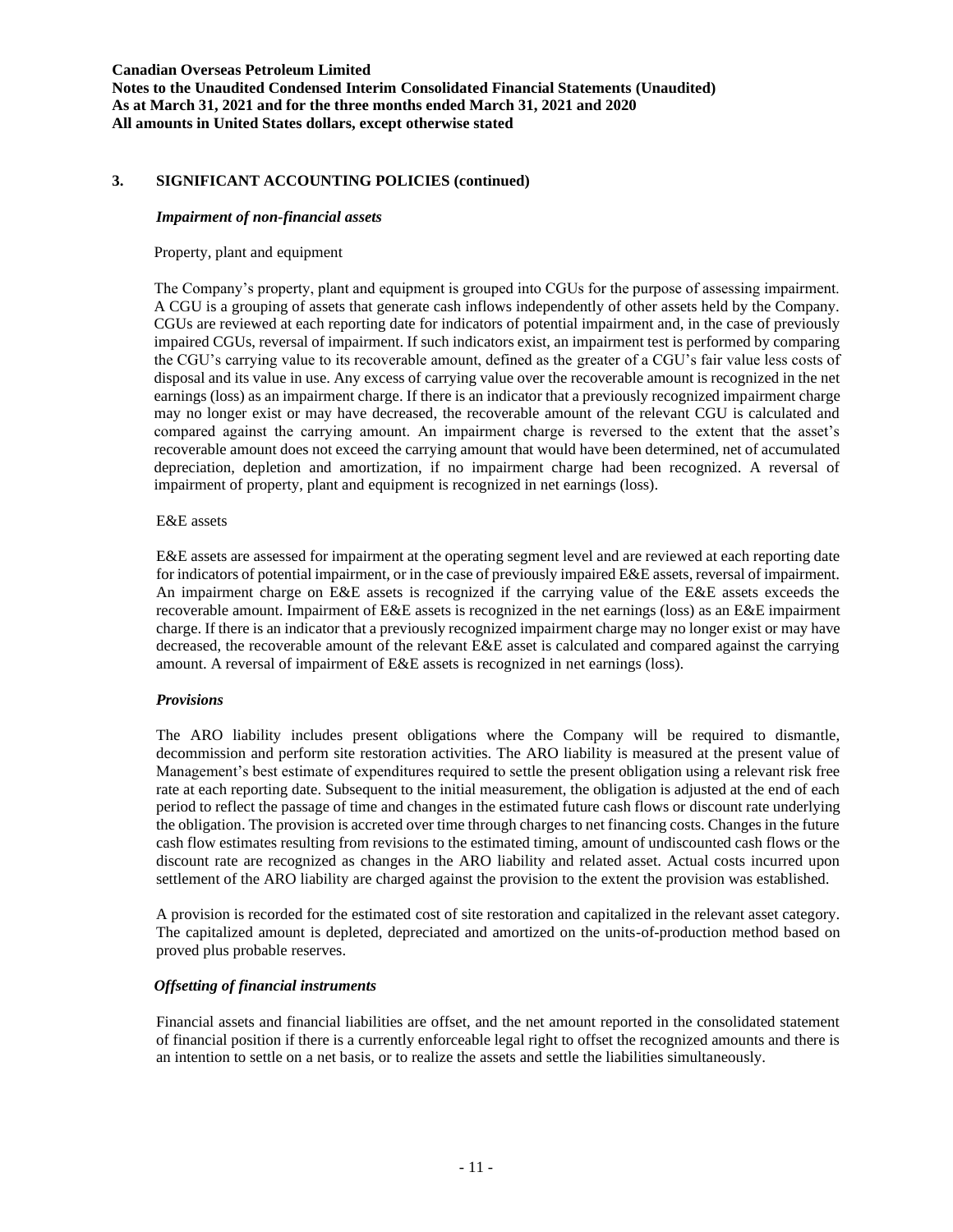## 3. SIGNIFICANT ACCOUNTING POLICIES (continued)

### *Impairment of non-financial assets*

Property, plant and equipment

The Company's property, plant and equipment is grouped into CGUs for the purpose of assessing impairment. A CGU is a grouping of assets that generate cash inflows independently of other assets held by the Company. CGUs are reviewed at each reporting date for indicators of potential impairment and, in the case of previously impaired CGUs, reversal of impairment. If such indicators exist, an impairment test is performed by comparing the CGU's carrying value to its recoverable amount, defined as the greater of a CGU's fair value less costs of disposal and its value in use. Any excess of carrying value over the recoverable amount is recognized in the net earnings (loss) as an impairment charge. If there is an indicator that a previously recognized impairment charge may no longer exist or may have decreased, the recoverable amount of the relevant CGU is calculated and compared against the carrying amount. An impairment charge is reversed to the extent that the asset's recoverable amount does not exceed the carrying amount that would have been determined, net of accumulated depreciation, depletion and amortization, if no impairment charge had been recognized. A reversal of impairment of property, plant and equipment is recognized in net earnings (loss).

E&E assets

E&E assets are assessed for impairment at the operating segment level and are reviewed at each reporting date for indicators of potential impairment, or in the case of previously impaired E&E assets, reversal of impairment. An impairment charge on E&E assets is recognized if the carrying value of the E&E assets exceeds the recoverable amount. Impairment of E&E assets is recognized in the net earnings (loss) as an E&E impairment charge. If there is an indicator that a previously recognized impairment charge may no longer exist or may have decreased, the recoverable amount of the relevant E&E asset is calculated and compared against the carrying amount. A reversal of impairment of E&E assets is recognized in net earnings (loss).

### *Provisions*

The ARO liability includes present obligations where the Company will be required to dismantle, decommission and perform site restoration activities. The ARO liability is measured at the present value of Management's best estimate of expenditures required to settle the present obligation using a relevant risk free rate at each reporting date. Subsequent to the initial measurement, the obligation is adjusted at the end of each period to reflect the passage of time and changes in the estimated future cash flows or discount rate underlying the obligation. The provision is accreted over time through charges to net financing costs. Changes in the future cash flow estimates resulting from revisions to the estimated timing, amount of undiscounted cash flows or the discount rate are recognized as changes in the ARO liability and related asset. Actual costs incurred upon settlement of the ARO liability are charged against the provision to the extent the provision was established.

A provision is recorded for the estimated cost of site restoration and capitalized in the relevant asset category. The capitalized amount is depleted, depreciated and amortized on the units-of-production method based on proved plus probable reserves.

### *Offsetting of financial instruments*

Financial assets and financial liabilities are offset, and the net amount reported in the consolidated statement of financial position if there is a currently enforceable legal right to offset the recognized amounts and there is an intention to settle on a net basis, or to realize the assets and settle the liabilities simultaneously.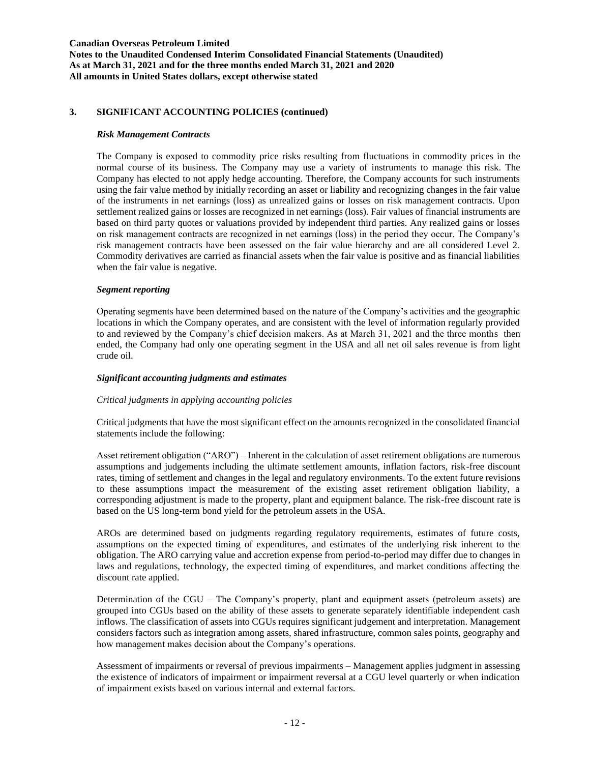## 3. SIGNIFICANT ACCOUNTING POLICIES (continued)

### *Risk Management Contracts*

The Company is exposed to commodity price risks resulting from fluctuations in commodity prices in the normal course of its business. The Company may use a variety of instruments to manage this risk. The Company has elected to not apply hedge accounting. Therefore, the Company accounts for such instruments using the fair value method by initially recording an asset or liability and recognizing changes in the fair value of the instruments in net earnings (loss) as unrealized gains or losses on risk management contracts. Upon settlement realized gains or losses are recognized in net earnings (loss). Fair values of financial instruments are based on third party quotes or valuations provided by independent third parties. Any realized gains or losses on risk management contracts are recognized in net earnings (loss) in the period they occur. The Company's risk management contracts have been assessed on the fair value hierarchy and are all considered Level 2. Commodity derivatives are carried as financial assets when the fair value is positive and as financial liabilities when the fair value is negative.

### *Segment reporting*

Operating segments have been determined based on the nature of the Company's activities and the geographic locations in which the Company operates, and are consistent with the level of information regularly provided to and reviewed by the Company's chief decision makers. As at March 31, 2021 and the three months then ended, the Company had only one operating segment in the USA and all net oil sales revenue is from light crude oil.

### *Significant accounting judgments and estimates*

*Critical judgments in applying accounting policies*

Critical judgments that have the most significant effect on the amounts recognized in the consolidated financial statements include the following:

Asset retirement obligation ("ARO") – Inherent in the calculation of asset retirement obligations are numerous assumptions and judgements including the ultimate settlement amounts, inflation factors, risk-free discount rates, timing of settlement and changes in the legal and regulatory environments. To the extent future revisions to these assumptions impact the measurement of the existing asset retirement obligation liability, a corresponding adjustment is made to the property, plant and equipment balance. The risk-free discount rate is based on the US long-term bond yield for the petroleum assets in the USA.

AROs are determined based on judgments regarding regulatory requirements, estimates of future costs, assumptions on the expected timing of expenditures, and estimates of the underlying risk inherent to the obligation. The ARO carrying value and accretion expense from period-to-period may differ due to changes in laws and regulations, technology, the expected timing of expenditures, and market conditions affecting the discount rate applied.

Determination of the CGU – The Company's property, plant and equipment assets (petroleum assets) are grouped into CGUs based on the ability of these assets to generate separately identifiable independent cash inflows. The classification of assets into CGUs requires significant judgement and interpretation. Management considers factors such as integration among assets, shared infrastructure, common sales points, geography and how management makes decision about the Company's operations.

Assessment of impairments or reversal of previous impairments – Management applies judgment in assessing the existence of indicators of impairment or impairment reversal at a CGU level quarterly or when indication of impairment exists based on various internal and external factors.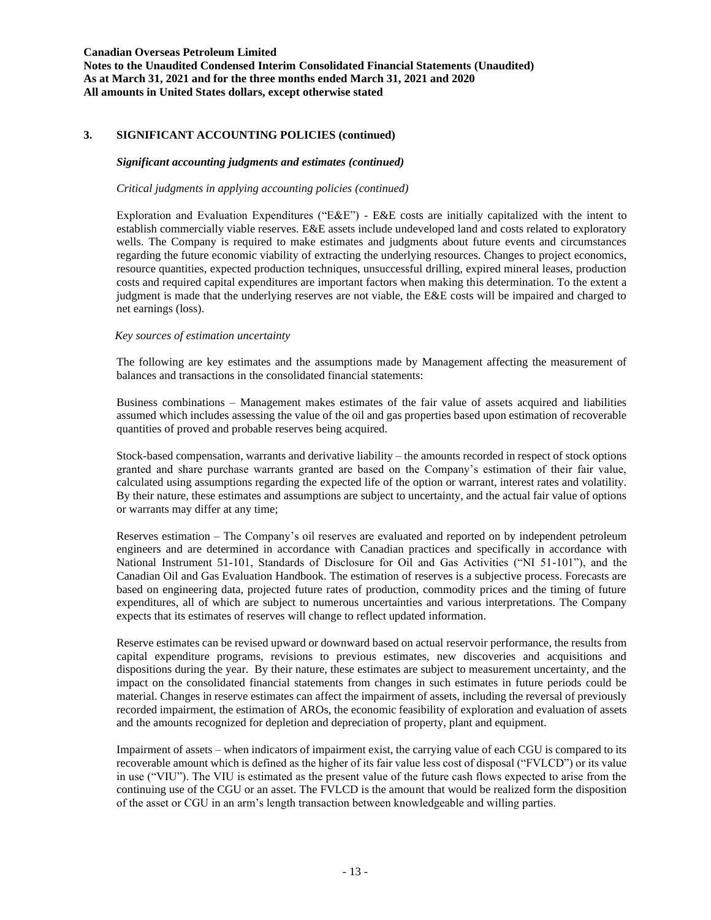## 3. SIGNIFICANT ACCOUNTING POLICIES (continued)

### *Significant accounting judgments and estimates (continued)*

*Critical judgments in applying accounting policies (continued)*

Exploration and Evaluation Expenditures ("E&E") - E&E costs are initially capitalized with the intent to establish commercially viable reserves. E&E assets include undeveloped land and costs related to exploratory wells. The Company is required to make estimates and judgments about future events and circumstances regarding the future economic viability of extracting the underlying resources. Changes to project economics, resource quantities, expected production techniques, unsuccessful drilling, expired mineral leases, production costs and required capital expenditures are important factors when making this determination. To the extent a judgment is made that the underlying reserves are not viable, the E&E costs will be impaired and charged to net earnings (loss).

*Key sources of estimation uncertainty*

The following are key estimates and the assumptions made by Management affecting the measurement of balances and transactions in the consolidated financial statements:

Business combinations – Management makes estimates of the fair value of assets acquired and liabilities assumed which includes assessing the value of the oil and gas properties based upon estimation of recoverable quantities of proved and probable reserves being acquired.

Stock-based compensation, warrants and derivative liability – the amounts recorded in respect of stock options granted and share purchase warrants granted are based on the Company's estimation of their fair value, calculated using assumptions regarding the expected life of the option or warrant, interest rates and volatility. By their nature, these estimates and assumptions are subject to uncertainty, and the actual fair value of options or warrants may differ at any time;

Reserves estimation – The Company's oil reserves are evaluated and reported on by independent petroleum engineers and are determined in accordance with Canadian practices and specifically in accordance with National Instrument 51-101, Standards of Disclosure for Oil and Gas Activities ("NI 51-101"), and the Canadian Oil and Gas Evaluation Handbook. The estimation of reserves is a subjective process. Forecasts are based on engineering data, projected future rates of production, commodity prices and the timing of future expenditures, all of which are subject to numerous uncertainties and various interpretations. The Company expects that its estimates of reserves will change to reflect updated information.

Reserve estimates can be revised upward or downward based on actual reservoir performance, the results from capital expenditure programs, revisions to previous estimates, new discoveries and acquisitions and dispositions during the year. By their nature, these estimates are subject to measurement uncertainty, and the impact on the consolidated financial statements from changes in such estimates in future periods could be material. Changes in reserve estimates can affect the impairment of assets, including the reversal of previously recorded impairment, the estimation of AROs, the economic feasibility of exploration and evaluation of assets and the amounts recognized for depletion and depreciation of property, plant and equipment.

Impairment of assets – when indicators of impairment exist, the carrying value of each CGU is compared to its recoverable amount which is defined as the higher of its fair value less cost of disposal ("FVLCD") or its value in use ("VIU"). The VIU is estimated as the present value of the future cash flows expected to arise from the continuing use of the CGU or an asset. The FVLCD is the amount that would be realized form the disposition of the asset or CGU in an arm's length transaction between knowledgeable and willing parties.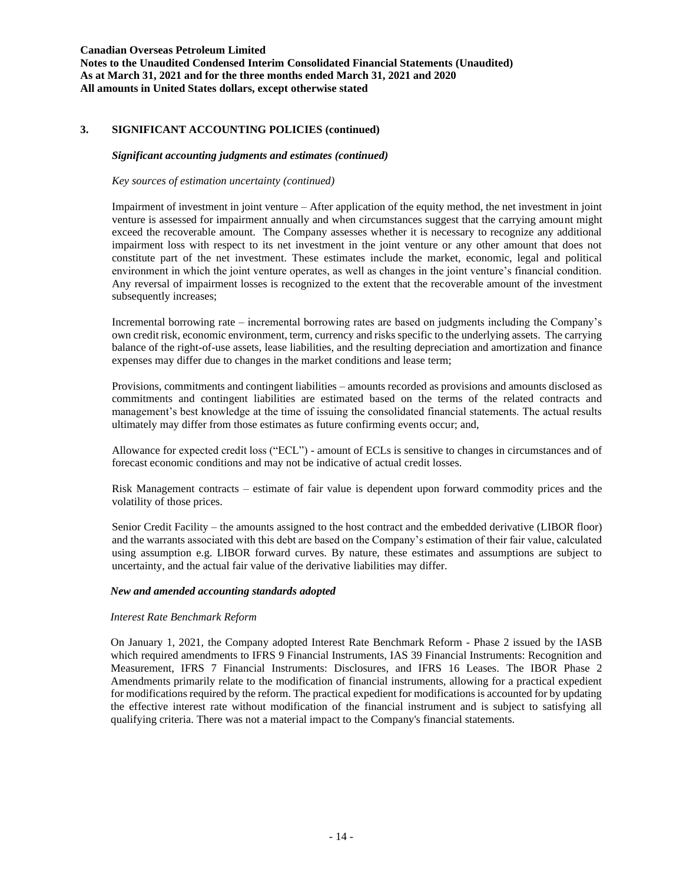## 3. SIGNIFICANT ACCOUNTING POLICIES (continued)

### *Significant accounting judgments and estimates (continued)*

*Key sources of estimation uncertainty (continued)*

Impairment of investment in joint venture – After application of the equity method, the net investment in joint venture is assessed for impairment annually and when circumstances suggest that the carrying amount might exceed the recoverable amount. The Company assesses whether it is necessary to recognize any additional impairment loss with respect to its net investment in the joint venture or any other amount that does not constitute part of the net investment. These estimates include the market, economic, legal and political environment in which the joint venture operates, as well as changes in the joint venture's financial condition. Any reversal of impairment losses is recognized to the extent that the recoverable amount of the investment subsequently increases;

Incremental borrowing rate – incremental borrowing rates are based on judgments including the Company's own credit risk, economic environment, term, currency and risks specific to the underlying assets. The carrying balance of the right-of-use assets, lease liabilities, and the resulting depreciation and amortization and finance expenses may differ due to changes in the market conditions and lease term;

Provisions, commitments and contingent liabilities – amounts recorded as provisions and amounts disclosed as commitments and contingent liabilities are estimated based on the terms of the related contracts and management's best knowledge at the time of issuing the consolidated financial statements. The actual results ultimately may differ from those estimates as future confirming events occur; and,

Allowance for expected credit loss ("ECL") - amount of ECLs is sensitive to changes in circumstances and of forecast economic conditions and may not be indicative of actual credit losses.

Risk Management contracts – estimate of fair value is dependent upon forward commodity prices and the volatility of those prices.

Senior Credit Facility – the amounts assigned to the host contract and the embedded derivative (LIBOR floor) and the warrants associated with this debt are based on the Company's estimation of their fair value, calculated using assumption e.g. LIBOR forward curves. By nature, these estimates and assumptions are subject to uncertainty, and the actual fair value of the derivative liabilities may differ.

### *New and amended accounting standards adopted*

*Interest Rate Benchmark Reform*

On January 1, 2021, the Company adopted Interest Rate Benchmark Reform - Phase 2 issued by the IASB which required amendments to IFRS 9 Financial Instruments, IAS 39 Financial Instruments: Recognition and Measurement, IFRS 7 Financial Instruments: Disclosures, and IFRS 16 Leases. The IBOR Phase 2 Amendments primarily relate to the modification of financial instruments, allowing for a practical expedient for modifications required by the reform. The practical expedient for modifications is accounted for by updating the effective interest rate without modification of the financial instrument and is subject to satisfying all qualifying criteria. There was not a material impact to the Company's financial statements.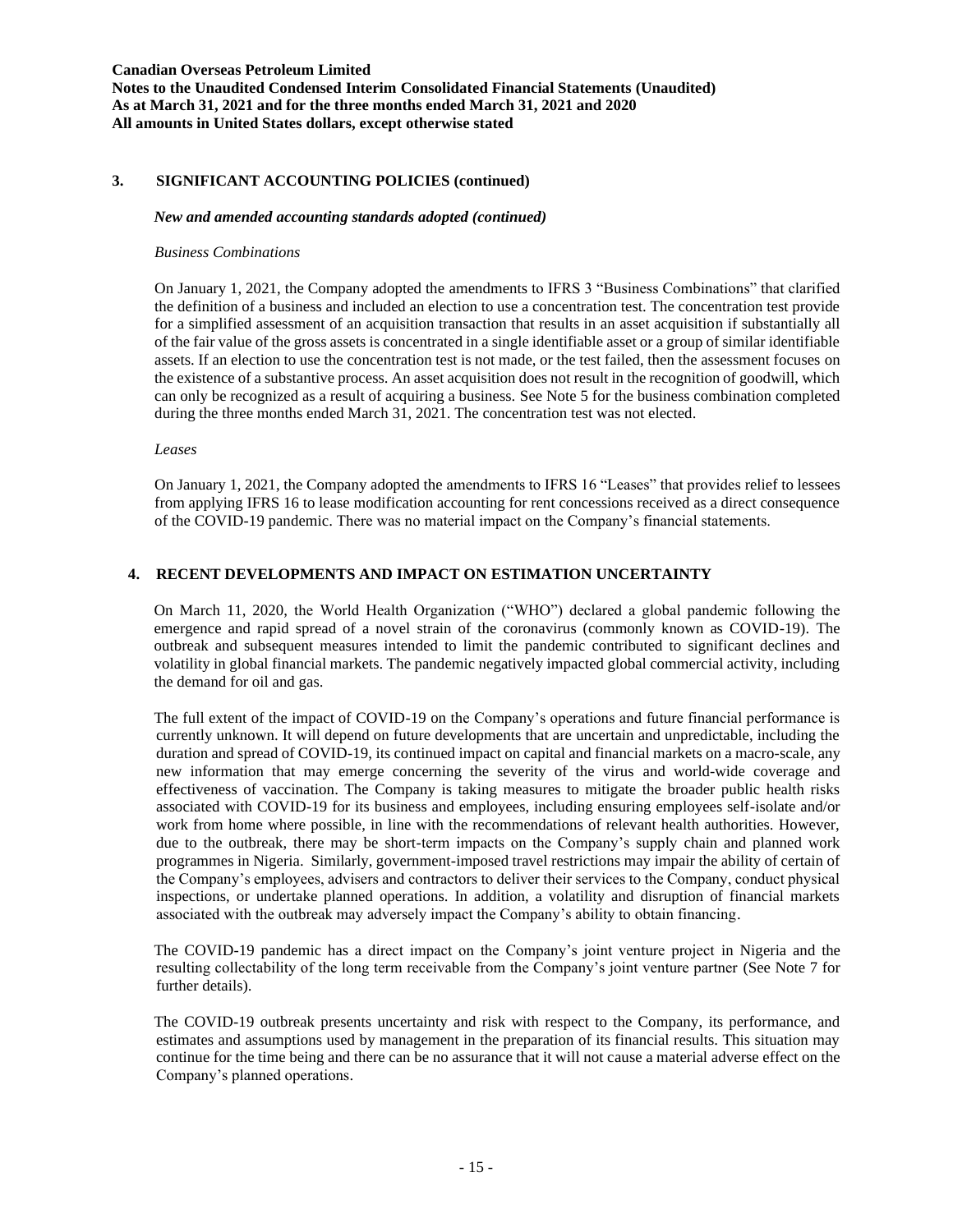## 3. SIGNIFICANT ACCOUNTING POLICIES (continued)

***New and amended accounting standards adopted (continued)***

*Business Combinations*

On January 1, 2021, the Company adopted the amendments to IFRS 3 "Business Combinations" that clarified the definition of a business and included an election to use a concentration test. The concentration test provide for a simplified assessment of an acquisition transaction that results in an asset acquisition if substantially all of the fair value of the gross assets is concentrated in a single identifiable asset or a group of similar identifiable assets. If an election to use the concentration test is not made, or the test failed, then the assessment focuses on the existence of a substantive process. An asset acquisition does not result in the recognition of goodwill, which can only be recognized as a result of acquiring a business. See Note 5 for the business combination completed during the three months ended March 31, 2021. The concentration test was not elected.

*Leases*

On January 1, 2021, the Company adopted the amendments to IFRS 16 "Leases" that provides relief to lessees from applying IFRS 16 to lease modification accounting for rent concessions received as a direct consequence of the COVID-19 pandemic. There was no material impact on the Company's financial statements.

## 4. RECENT DEVELOPMENTS AND IMPACT ON ESTIMATION UNCERTAINTY

On March 11, 2020, the World Health Organization ("WHO") declared a global pandemic following the emergence and rapid spread of a novel strain of the coronavirus (commonly known as COVID-19). The outbreak and subsequent measures intended to limit the pandemic contributed to significant declines and volatility in global financial markets. The pandemic negatively impacted global commercial activity, including the demand for oil and gas.

The full extent of the impact of COVID-19 on the Company's operations and future financial performance is currently unknown. It will depend on future developments that are uncertain and unpredictable, including the duration and spread of COVID-19, its continued impact on capital and financial markets on a macro-scale, any new information that may emerge concerning the severity of the virus and world-wide coverage and effectiveness of vaccination. The Company is taking measures to mitigate the broader public health risks associated with COVID-19 for its business and employees, including ensuring employees self-isolate and/or work from home where possible, in line with the recommendations of relevant health authorities. However, due to the outbreak, there may be short-term impacts on the Company's supply chain and planned work programmes in Nigeria. Similarly, government-imposed travel restrictions may impair the ability of certain of the Company's employees, advisers and contractors to deliver their services to the Company, conduct physical inspections, or undertake planned operations. In addition, a volatility and disruption of financial markets associated with the outbreak may adversely impact the Company's ability to obtain financing.

The COVID-19 pandemic has a direct impact on the Company's joint venture project in Nigeria and the resulting collectability of the long term receivable from the Company's joint venture partner (See Note 7 for further details).

The COVID-19 outbreak presents uncertainty and risk with respect to the Company, its performance, and estimates and assumptions used by management in the preparation of its financial results. This situation may continue for the time being and there can be no assurance that it will not cause a material adverse effect on the Company's planned operations.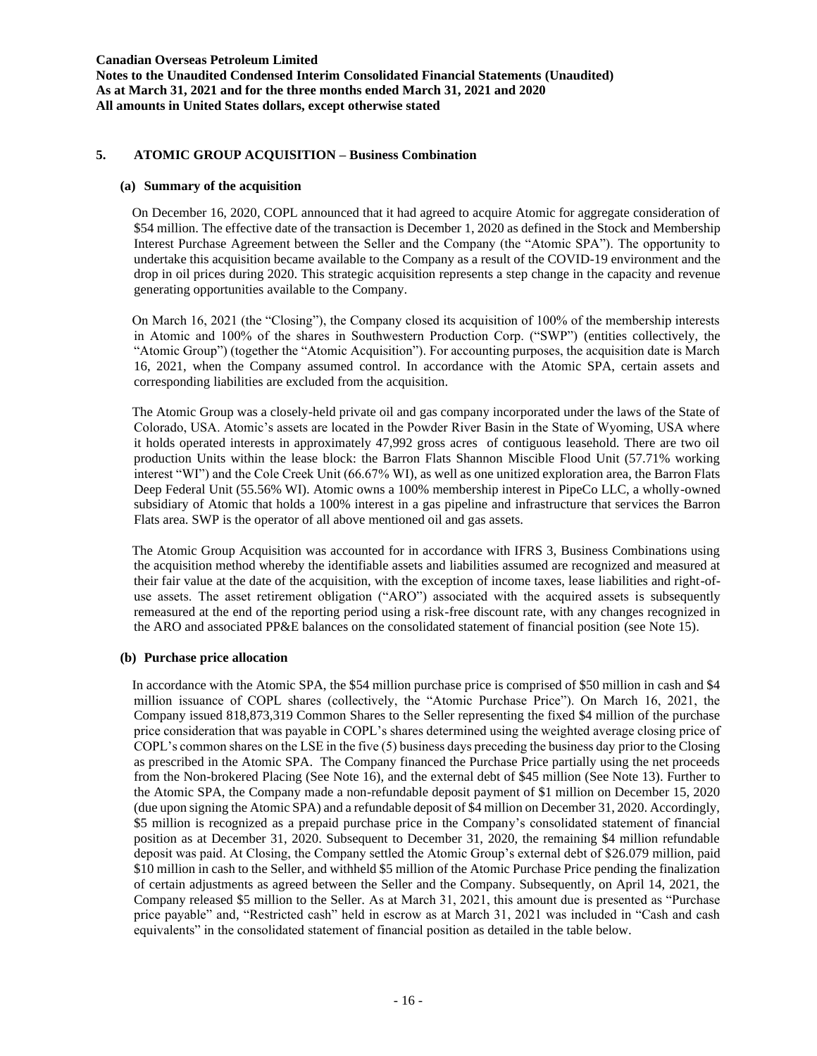## 5. ATOMIC GROUP ACQUISITION – Business Combination

### (a) Summary of the acquisition

On December 16, 2020, COPL announced that it had agreed to acquire Atomic for aggregate consideration of $54 million. The effective date of the transaction is December 1, 2020 as defined in the Stock and Membership Interest Purchase Agreement between the Seller and the Company (the "Atomic SPA"). The opportunity to undertake this acquisition became available to the Company as a result of the COVID-19 environment and the drop in oil prices during 2020. This strategic acquisition represents a step change in the capacity and revenue generating opportunities available to the Company.

On March 16, 2021 (the "Closing"), the Company closed its acquisition of 100% of the membership interests in Atomic and 100% of the shares in Southwestern Production Corp. ("SWP") (entities collectively, the "Atomic Group") (together the "Atomic Acquisition"). For accounting purposes, the acquisition date is March 16, 2021, when the Company assumed control. In accordance with the Atomic SPA, certain assets and corresponding liabilities are excluded from the acquisition.

The Atomic Group was a closely-held private oil and gas company incorporated under the laws of the State of Colorado, USA. Atomic's assets are located in the Powder River Basin in the State of Wyoming, USA where it holds operated interests in approximately 47,992 gross acres of contiguous leasehold. There are two oil production Units within the lease block: the Barron Flats Shannon Miscible Flood Unit (57.71% working interest "WI") and the Cole Creek Unit (66.67% WI), as well as one unitized exploration area, the Barron Flats Deep Federal Unit (55.56% WI). Atomic owns a 100% membership interest in PipeCo LLC, a wholly-owned subsidiary of Atomic that holds a 100% interest in a gas pipeline and infrastructure that services the Barron Flats area. SWP is the operator of all above mentioned oil and gas assets.

The Atomic Group Acquisition was accounted for in accordance with IFRS 3, Business Combinations using the acquisition method whereby the identifiable assets and liabilities assumed are recognized and measured at their fair value at the date of the acquisition, with the exception of income taxes, lease liabilities and right-of-use assets. The asset retirement obligation ("ARO") associated with the acquired assets is subsequently remeasured at the end of the reporting period using a risk-free discount rate, with any changes recognized in the ARO and associated PP&E balances on the consolidated statement of financial position (see Note 15).

### (b) Purchase price allocation

In accordance with the Atomic SPA, the $54 million purchase price is comprised of $50 million in cash and $4 million issuance of COPL shares (collectively, the "Atomic Purchase Price"). On March 16, 2021, the Company issued 818,873,319 Common Shares to the Seller representing the fixed $4 million of the purchase price consideration that was payable in COPL's shares determined using the weighted average closing price of COPL's common shares on the LSE in the five (5) business days preceding the business day prior to the Closing as prescribed in the Atomic SPA. The Company financed the Purchase Price partially using the net proceeds from the Non-brokered Placing (See Note 16), and the external debt of $45 million (See Note 13). Further to the Atomic SPA, the Company made a non-refundable deposit payment of $1 million on December 15, 2020 (due upon signing the Atomic SPA) and a refundable deposit of $4 million on December 31, 2020. Accordingly, $5 million is recognized as a prepaid purchase price in the Company's consolidated statement of financial position as at December 31, 2020. Subsequent to December 31, 2020, the remaining $4 million refundable deposit was paid. At Closing, the Company settled the Atomic Group's external debt of $26.079 million, paid $10 million in cash to the Seller, and withheld $5 million of the Atomic Purchase Price pending the finalization of certain adjustments as agreed between the Seller and the Company. Subsequently, on April 14, 2021, the Company released $5 million to the Seller. As at March 31, 2021, this amount due is presented as "Purchase price payable" and, "Restricted cash" held in escrow as at March 31, 2021 was included in "Cash and cash equivalents" in the consolidated statement of financial position as detailed in the table below.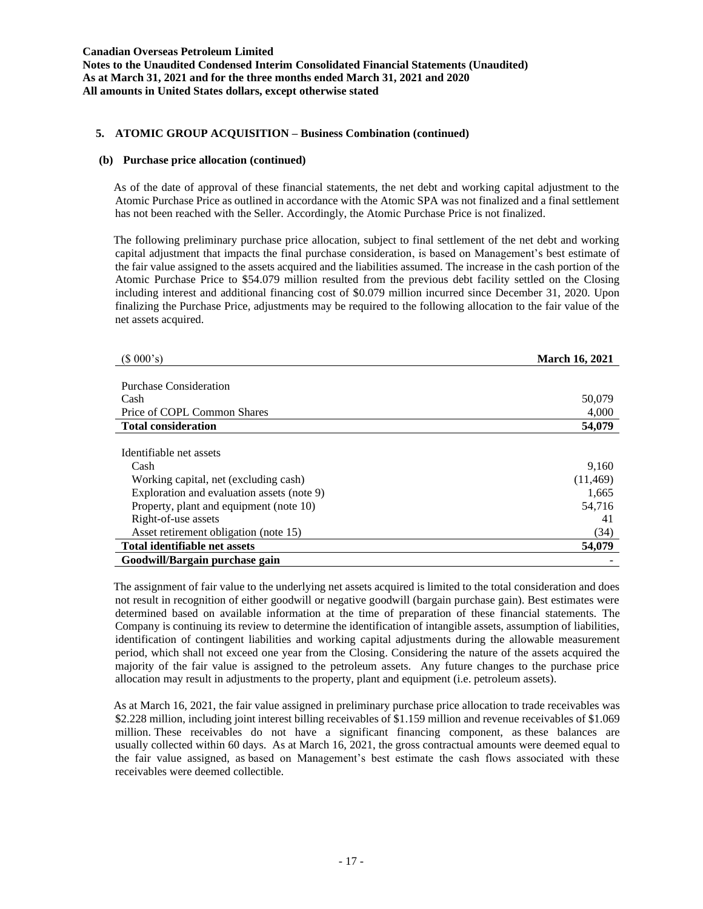## 5. ATOMIC GROUP ACQUISITION – Business Combination (continued)

### (b) Purchase price allocation (continued)

As of the date of approval of these financial statements, the net debt and working capital adjustment to the Atomic Purchase Price as outlined in accordance with the Atomic SPA was not finalized and a final settlement has not been reached with the Seller. Accordingly, the Atomic Purchase Price is not finalized.

The following preliminary purchase price allocation, subject to final settlement of the net debt and working capital adjustment that impacts the final purchase consideration, is based on Management's best estimate of the fair value assigned to the assets acquired and the liabilities assumed. The increase in the cash portion of the Atomic Purchase Price to $54.079 million resulted from the previous debt facility settled on the Closing including interest and additional financing cost of $0.079 million incurred since December 31, 2020. Upon finalizing the Purchase Price, adjustments may be required to the following allocation to the fair value of the net assets acquired.

| ($ 000's) | **March 16, 2021** |
|---|---|
| Purchase Consideration | |
| Cash | 50,079 |
| Price of COPL Common Shares | 4,000 |
| **Total consideration** | **54,079** |
| | |
| Identifiable net assets | |
| Cash | 9,160 |
| Working capital, net (excluding cash) | (11,469) |
| Exploration and evaluation assets (note 9) | 1,665 |
| Property, plant and equipment (note 10) | 54,716 |
| Right-of-use assets | 41 |
| Asset retirement obligation (note 15) | (34) |
| **Total identifiable net assets** | **54,079** |
| **Goodwill/Bargain purchase gain** | - |

The assignment of fair value to the underlying net assets acquired is limited to the total consideration and does not result in recognition of either goodwill or negative goodwill (bargain purchase gain). Best estimates were determined based on available information at the time of preparation of these financial statements. The Company is continuing its review to determine the identification of intangible assets, assumption of liabilities, identification of contingent liabilities and working capital adjustments during the allowable measurement period, which shall not exceed one year from the Closing. Considering the nature of the assets acquired the majority of the fair value is assigned to the petroleum assets. Any future changes to the purchase price allocation may result in adjustments to the property, plant and equipment (i.e. petroleum assets).

As at March 16, 2021, the fair value assigned in preliminary purchase price allocation to trade receivables was $2.228 million, including joint interest billing receivables of $1.159 million and revenue receivables of $1.069 million. These receivables do not have a significant financing component, as these balances are usually collected within 60 days. As at March 16, 2021, the gross contractual amounts were deemed equal to the fair value assigned, as based on Management's best estimate the cash flows associated with these receivables were deemed collectible.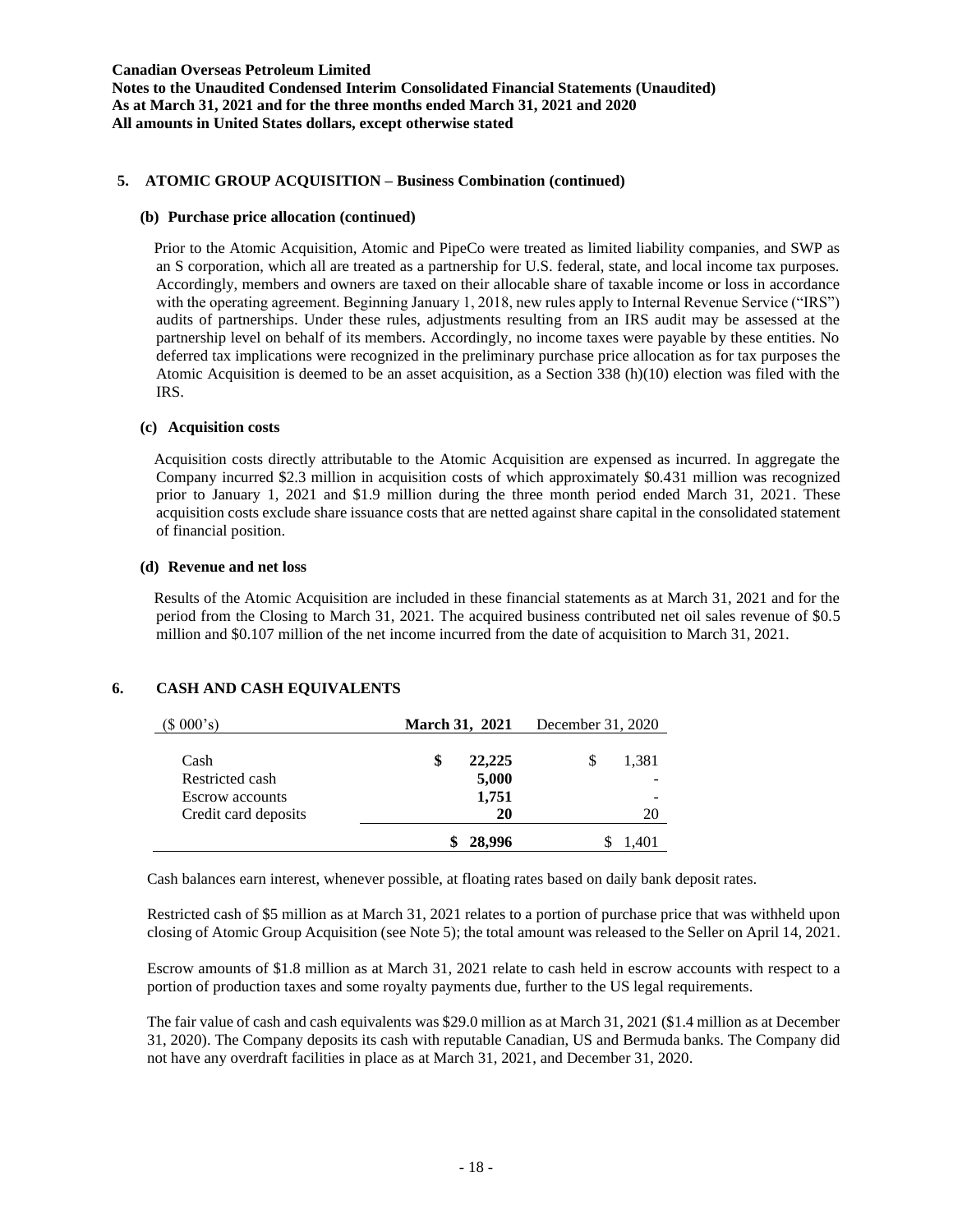## 5. ATOMIC GROUP ACQUISITION – Business Combination (continued)

### (b) Purchase price allocation (continued)

Prior to the Atomic Acquisition, Atomic and PipeCo were treated as limited liability companies, and SWP as an S corporation, which all are treated as a partnership for U.S. federal, state, and local income tax purposes. Accordingly, members and owners are taxed on their allocable share of taxable income or loss in accordance with the operating agreement. Beginning January 1, 2018, new rules apply to Internal Revenue Service ("IRS") audits of partnerships. Under these rules, adjustments resulting from an IRS audit may be assessed at the partnership level on behalf of its members. Accordingly, no income taxes were payable by these entities. No deferred tax implications were recognized in the preliminary purchase price allocation as for tax purposes the Atomic Acquisition is deemed to be an asset acquisition, as a Section 338 (h)(10) election was filed with the IRS.

### (c) Acquisition costs

Acquisition costs directly attributable to the Atomic Acquisition are expensed as incurred. In aggregate the Company incurred $2.3 million in acquisition costs of which approximately $0.431 million was recognized prior to January 1, 2021 and $1.9 million during the three month period ended March 31, 2021. These acquisition costs exclude share issuance costs that are netted against share capital in the consolidated statement of financial position.

### (d) Revenue and net loss

Results of the Atomic Acquisition are included in these financial statements as at March 31, 2021 and for the period from the Closing to March 31, 2021. The acquired business contributed net oil sales revenue of $0.5 million and $0.107 million of the net income incurred from the date of acquisition to March 31, 2021.

## 6. CASH AND CASH EQUIVALENTS

| ($ 000's) | **March 31, 2021** | December 31, 2020 |
|---|---|---|
| Cash | **$ 22,225** | $ 1,381 |
| Restricted cash | **5,000** | - |
| Escrow accounts | **1,751** | - |
| Credit card deposits | **20** | 20 |
| | **$ 28,996** | $ 1,401 |

Cash balances earn interest, whenever possible, at floating rates based on daily bank deposit rates.

Restricted cash of $5 million as at March 31, 2021 relates to a portion of purchase price that was withheld upon closing of Atomic Group Acquisition (see Note 5); the total amount was released to the Seller on April 14, 2021.

Escrow amounts of $1.8 million as at March 31, 2021 relate to cash held in escrow accounts with respect to a portion of production taxes and some royalty payments due, further to the US legal requirements.

The fair value of cash and cash equivalents was $29.0 million as at March 31, 2021 ($1.4 million as at December 31, 2020). The Company deposits its cash with reputable Canadian, US and Bermuda banks. The Company did not have any overdraft facilities in place as at March 31, 2021, and December 31, 2020.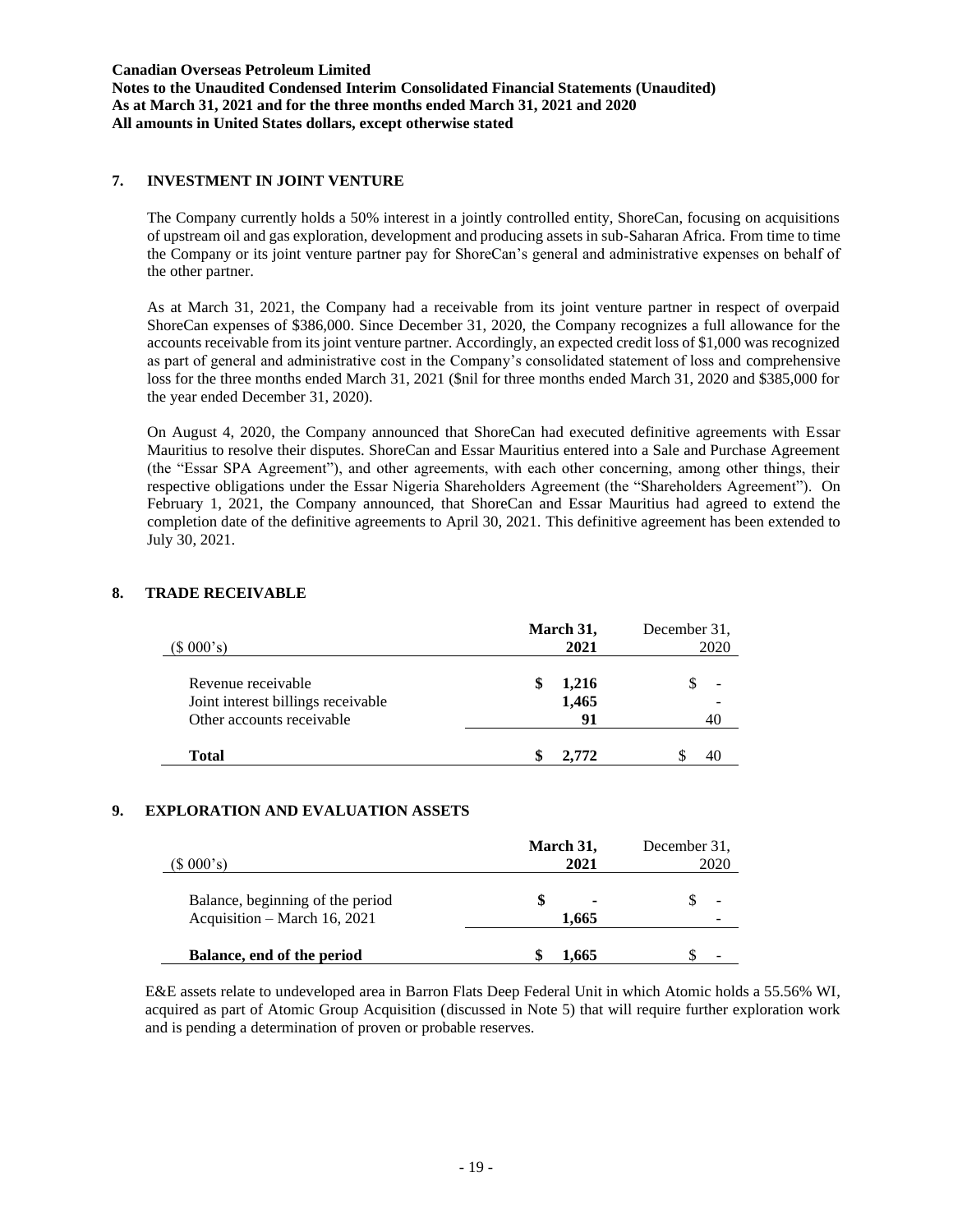## 7. INVESTMENT IN JOINT VENTURE

The Company currently holds a 50% interest in a jointly controlled entity, ShoreCan, focusing on acquisitions of upstream oil and gas exploration, development and producing assets in sub-Saharan Africa. From time to time the Company or its joint venture partner pay for ShoreCan's general and administrative expenses on behalf of the other partner.

As at March 31, 2021, the Company had a receivable from its joint venture partner in respect of overpaid ShoreCan expenses of $386,000. Since December 31, 2020, the Company recognizes a full allowance for the accounts receivable from its joint venture partner. Accordingly, an expected credit loss of $1,000 was recognized as part of general and administrative cost in the Company's consolidated statement of loss and comprehensive loss for the three months ended March 31, 2021 ($nil for three months ended March 31, 2020 and $385,000 for the year ended December 31, 2020).

On August 4, 2020, the Company announced that ShoreCan had executed definitive agreements with Essar Mauritius to resolve their disputes. ShoreCan and Essar Mauritius entered into a Sale and Purchase Agreement (the "Essar SPA Agreement"), and other agreements, with each other concerning, among other things, their respective obligations under the Essar Nigeria Shareholders Agreement (the "Shareholders Agreement"). On February 1, 2021, the Company announced, that ShoreCan and Essar Mauritius had agreed to extend the completion date of the definitive agreements to April 30, 2021. This definitive agreement has been extended to July 30, 2021.

## 8. TRADE RECEIVABLE

| ($ 000's) | **March 31, 2021** | December 31, 2020 |
|---|---|---|
| Revenue receivable | **$ 1,216** | $ - |
| Joint interest billings receivable | **1,465** | - |
| Other accounts receivable | **91** | 40 |
| **Total** | **$ 2,772** | $ 40 |

## 9. EXPLORATION AND EVALUATION ASSETS

| ($ 000's) | **March 31, 2021** | December 31, 2020 |
|---|---|---|
| Balance, beginning of the period | **$ -** | $ - |
| Acquisition – March 16, 2021 | **1,665** | - |
| **Balance, end of the period** | **$ 1,665** | $ - |

E&E assets relate to undeveloped area in Barron Flats Deep Federal Unit in which Atomic holds a 55.56% WI, acquired as part of Atomic Group Acquisition (discussed in Note 5) that will require further exploration work and is pending a determination of proven or probable reserves.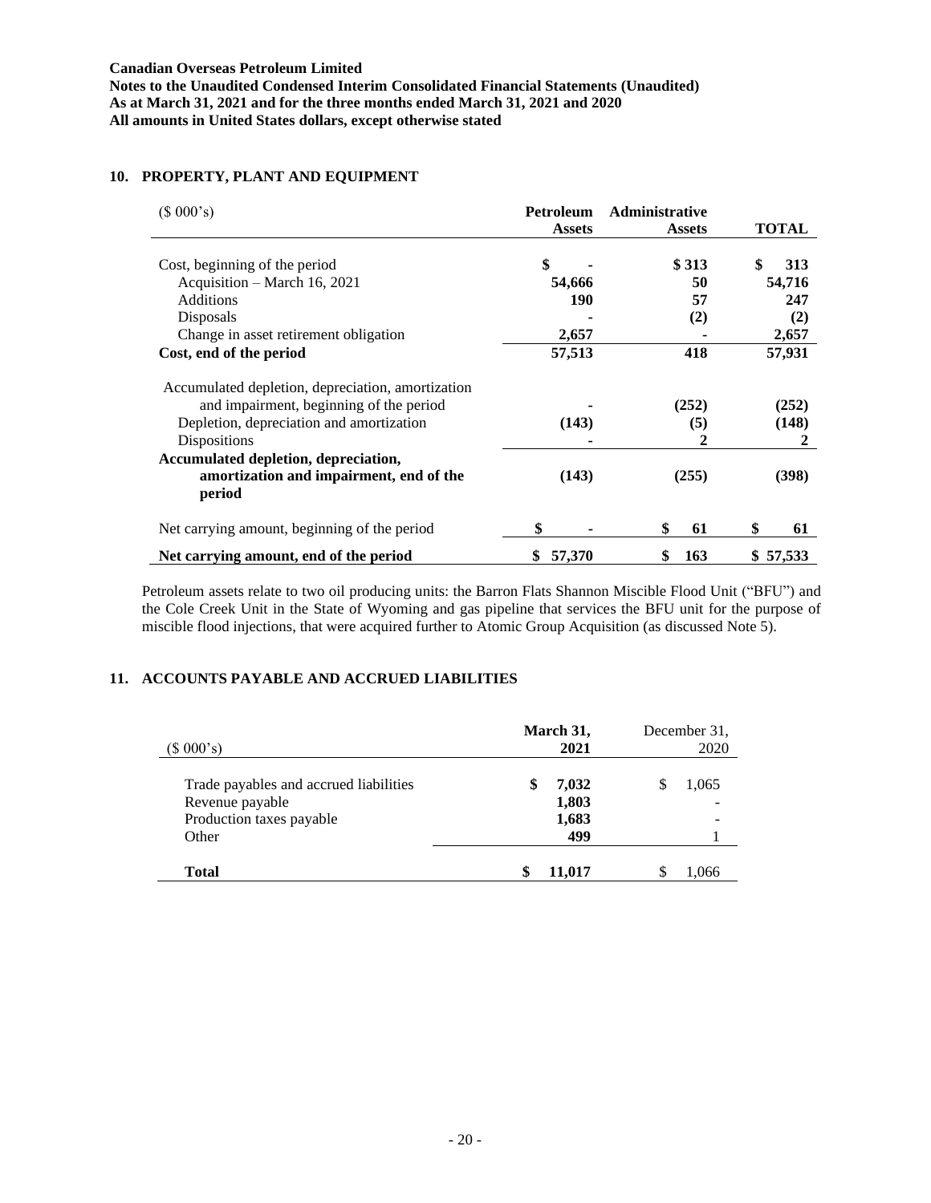**Canadian Overseas Petroleum Limited**
**Notes to the Unaudited Condensed Interim Consolidated Financial Statements (Unaudited)**
**As at March 31, 2021 and for the three months ended March 31, 2021 and 2020**
**All amounts in United States dollars, except otherwise stated**

## 10. PROPERTY, PLANT AND EQUIPMENT

| ($ 000's) | Petroleum Assets | Administrative Assets | TOTAL |
|---|---|---|---|
| Cost, beginning of the period | $ - | $ 313 | $ 313 |
| Acquisition – March 16, 2021 | 54,666 | 50 | 54,716 |
| Additions | 190 | 57 | 247 |
| Disposals | - | (2) | (2) |
| Change in asset retirement obligation | 2,657 | - | 2,657 |
| **Cost, end of the period** | 57,513 | 418 | 57,931 |
| Accumulated depletion, depreciation, amortization and impairment, beginning of the period | - | (252) | (252) |
| Depletion, depreciation and amortization | (143) | (5) | (148) |
| Dispositions | - | 2 | 2 |
| **Accumulated depletion, depreciation, amortization and impairment, end of the period** | (143) | (255) | (398) |
| Net carrying amount, beginning of the period | $ - | $ 61 | $ 61 |
| **Net carrying amount, end of the period** | $ 57,370 | $ 163 | $ 57,533 |

Petroleum assets relate to two oil producing units: the Barron Flats Shannon Miscible Flood Unit ("BFU") and the Cole Creek Unit in the State of Wyoming and gas pipeline that services the BFU unit for the purpose of miscible flood injections, that were acquired further to Atomic Group Acquisition (as discussed Note 5).

## 11. ACCOUNTS PAYABLE AND ACCRUED LIABILITIES

| ($ 000's) | March 31, 2021 | December 31, 2020 |
|---|---|---|
| Trade payables and accrued liabilities | $ 7,032 | $ 1,065 |
| Revenue payable | 1,803 | - |
| Production taxes payable | 1,683 | - |
| Other | 499 | 1 |
| **Total** | $ 11,017 | $ 1,066 |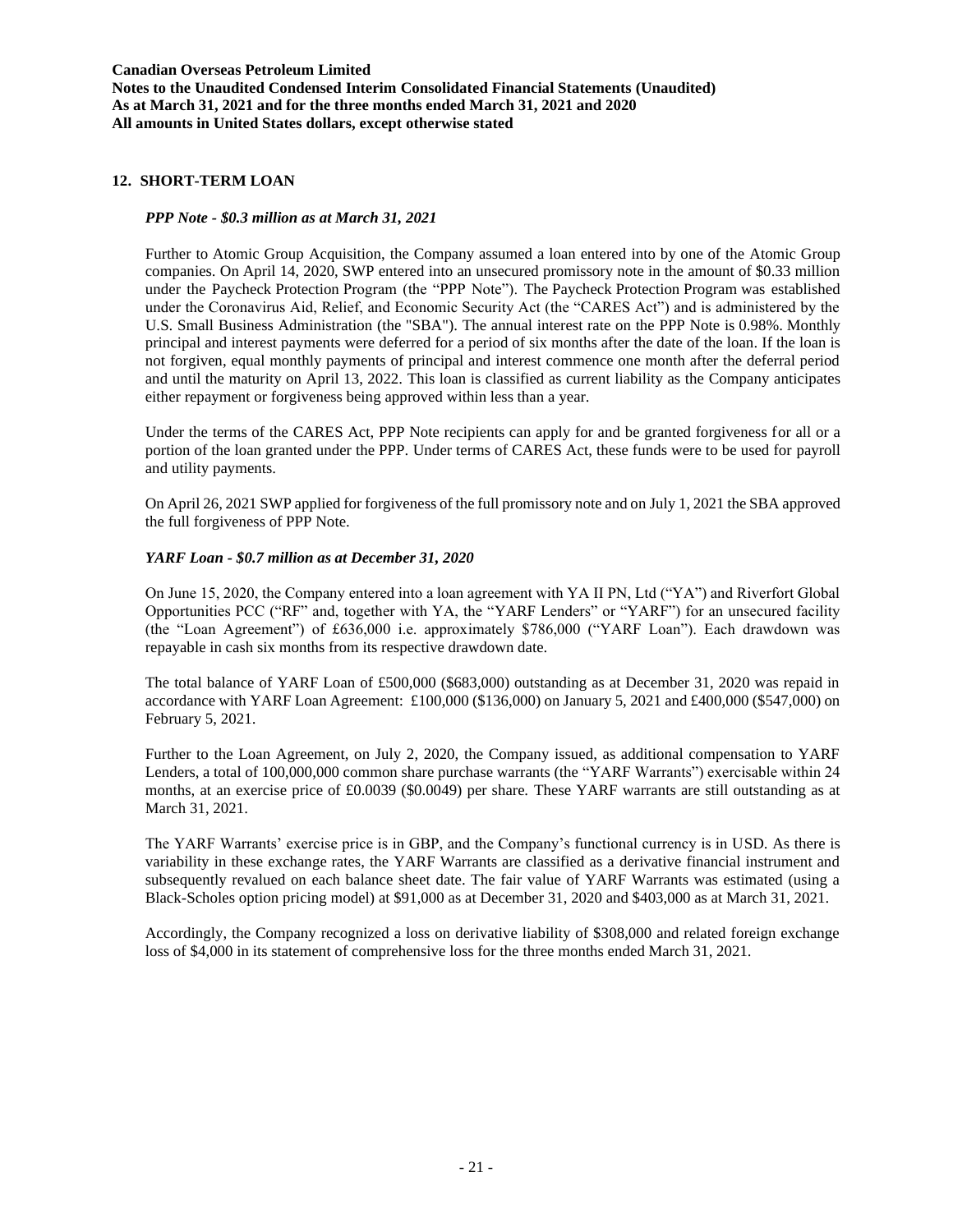## 12. SHORT-TERM LOAN

### *PPP Note - $0.3 million as at March 31, 2021*

Further to Atomic Group Acquisition, the Company assumed a loan entered into by one of the Atomic Group companies. On April 14, 2020, SWP entered into an unsecured promissory note in the amount of $0.33 million under the Paycheck Protection Program (the "PPP Note"). The Paycheck Protection Program was established under the Coronavirus Aid, Relief, and Economic Security Act (the "CARES Act") and is administered by the U.S. Small Business Administration (the "SBA"). The annual interest rate on the PPP Note is 0.98%. Monthly principal and interest payments were deferred for a period of six months after the date of the loan. If the loan is not forgiven, equal monthly payments of principal and interest commence one month after the deferral period and until the maturity on April 13, 2022. This loan is classified as current liability as the Company anticipates either repayment or forgiveness being approved within less than a year.

Under the terms of the CARES Act, PPP Note recipients can apply for and be granted forgiveness for all or a portion of the loan granted under the PPP. Under terms of CARES Act, these funds were to be used for payroll and utility payments.

On April 26, 2021 SWP applied for forgiveness of the full promissory note and on July 1, 2021 the SBA approved the full forgiveness of PPP Note.

### *YARF Loan - $0.7 million as at December 31, 2020*

On June 15, 2020, the Company entered into a loan agreement with YA II PN, Ltd ("YA") and Riverfort Global Opportunities PCC ("RF" and, together with YA, the "YARF Lenders" or "YARF") for an unsecured facility (the "Loan Agreement") of £636,000 i.e. approximately $786,000 ("YARF Loan"). Each drawdown was repayable in cash six months from its respective drawdown date.

The total balance of YARF Loan of £500,000 ($683,000) outstanding as at December 31, 2020 was repaid in accordance with YARF Loan Agreement: £100,000 ($136,000) on January 5, 2021 and £400,000 ($547,000) on February 5, 2021.

Further to the Loan Agreement, on July 2, 2020, the Company issued, as additional compensation to YARF Lenders, a total of 100,000,000 common share purchase warrants (the "YARF Warrants") exercisable within 24 months, at an exercise price of £0.0039 ($0.0049) per share. These YARF warrants are still outstanding as at March 31, 2021.

The YARF Warrants' exercise price is in GBP, and the Company's functional currency is in USD. As there is variability in these exchange rates, the YARF Warrants are classified as a derivative financial instrument and subsequently revalued on each balance sheet date. The fair value of YARF Warrants was estimated (using a Black-Scholes option pricing model) at $91,000 as at December 31, 2020 and $403,000 as at March 31, 2021.

Accordingly, the Company recognized a loss on derivative liability of $308,000 and related foreign exchange loss of $4,000 in its statement of comprehensive loss for the three months ended March 31, 2021.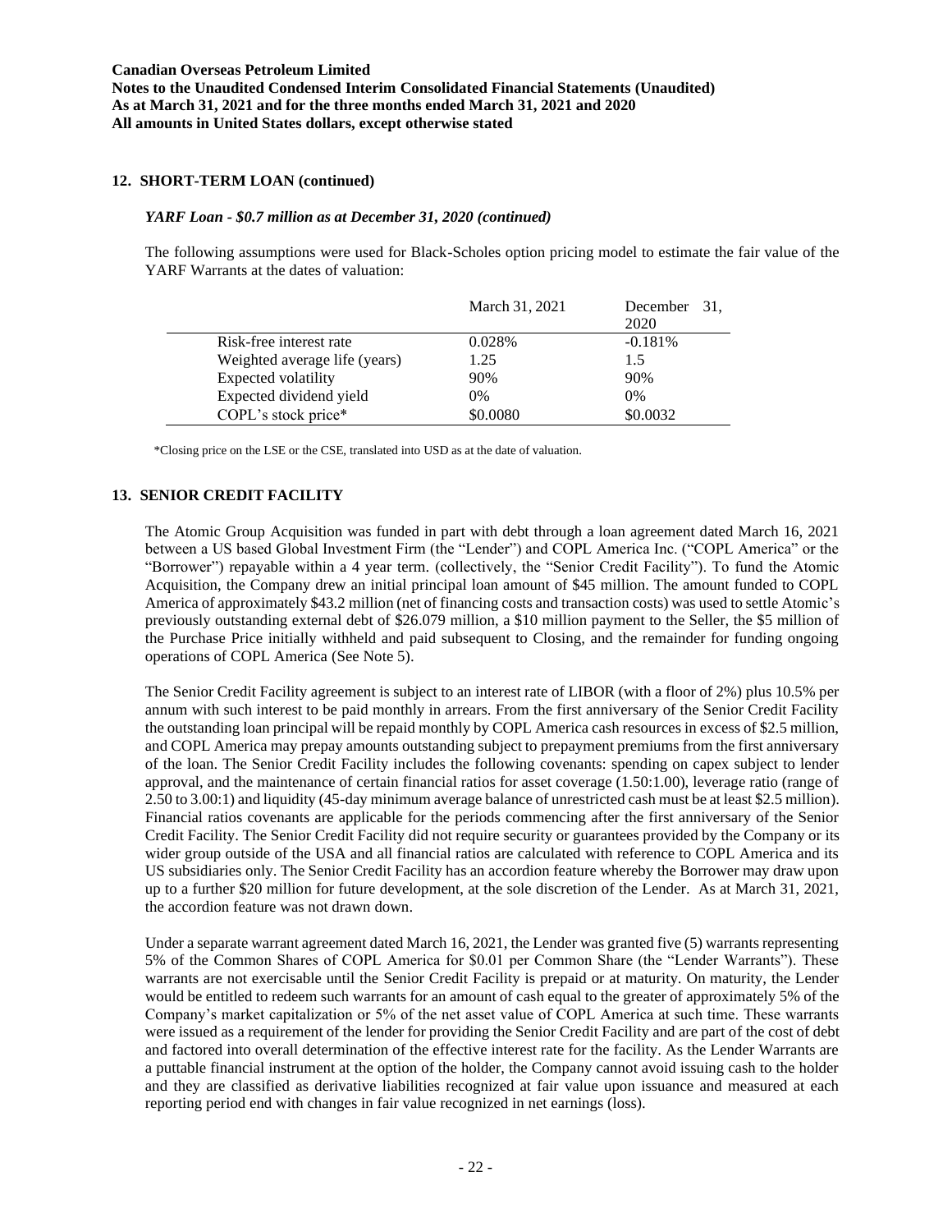## 12. SHORT-TERM LOAN (continued)

### *YARF Loan - $0.7 million as at December 31, 2020 (continued)*

The following assumptions were used for Black-Scholes option pricing model to estimate the fair value of the YARF Warrants at the dates of valuation:

| | March 31, 2021 | December 31, 2020 |
|---|---|---|
| Risk-free interest rate | 0.028% | -0.181% |
| Weighted average life (years) | 1.25 | 1.5 |
| Expected volatility | 90% | 90% |
| Expected dividend yield | 0% | 0% |
| COPL's stock price* | $0.0080 | $0.0032 |

*Closing price on the LSE or the CSE, translated into USD as at the date of valuation.

## 13. SENIOR CREDIT FACILITY

The Atomic Group Acquisition was funded in part with debt through a loan agreement dated March 16, 2021 between a US based Global Investment Firm (the "Lender") and COPL America Inc. ("COPL America" or the "Borrower") repayable within a 4 year term. (collectively, the "Senior Credit Facility"). To fund the Atomic Acquisition, the Company drew an initial principal loan amount of $45 million. The amount funded to COPL America of approximately $43.2 million (net of financing costs and transaction costs) was used to settle Atomic's previously outstanding external debt of $26.079 million, a $10 million payment to the Seller, the $5 million of the Purchase Price initially withheld and paid subsequent to Closing, and the remainder for funding ongoing operations of COPL America (See Note 5).

The Senior Credit Facility agreement is subject to an interest rate of LIBOR (with a floor of 2%) plus 10.5% per annum with such interest to be paid monthly in arrears. From the first anniversary of the Senior Credit Facility the outstanding loan principal will be repaid monthly by COPL America cash resources in excess of $2.5 million, and COPL America may prepay amounts outstanding subject to prepayment premiums from the first anniversary of the loan. The Senior Credit Facility includes the following covenants: spending on capex subject to lender approval, and the maintenance of certain financial ratios for asset coverage (1.50:1.00), leverage ratio (range of 2.50 to 3.00:1) and liquidity (45-day minimum average balance of unrestricted cash must be at least $2.5 million). Financial ratios covenants are applicable for the periods commencing after the first anniversary of the Senior Credit Facility. The Senior Credit Facility did not require security or guarantees provided by the Company or its wider group outside of the USA and all financial ratios are calculated with reference to COPL America and its US subsidiaries only. The Senior Credit Facility has an accordion feature whereby the Borrower may draw upon up to a further $20 million for future development, at the sole discretion of the Lender. As at March 31, 2021, the accordion feature was not drawn down.

Under a separate warrant agreement dated March 16, 2021, the Lender was granted five (5) warrants representing 5% of the Common Shares of COPL America for $0.01 per Common Share (the "Lender Warrants"). These warrants are not exercisable until the Senior Credit Facility is prepaid or at maturity. On maturity, the Lender would be entitled to redeem such warrants for an amount of cash equal to the greater of approximately 5% of the Company's market capitalization or 5% of the net asset value of COPL America at such time. These warrants were issued as a requirement of the lender for providing the Senior Credit Facility and are part of the cost of debt and factored into overall determination of the effective interest rate for the facility. As the Lender Warrants are a puttable financial instrument at the option of the holder, the Company cannot avoid issuing cash to the holder and they are classified as derivative liabilities recognized at fair value upon issuance and measured at each reporting period end with changes in fair value recognized in net earnings (loss).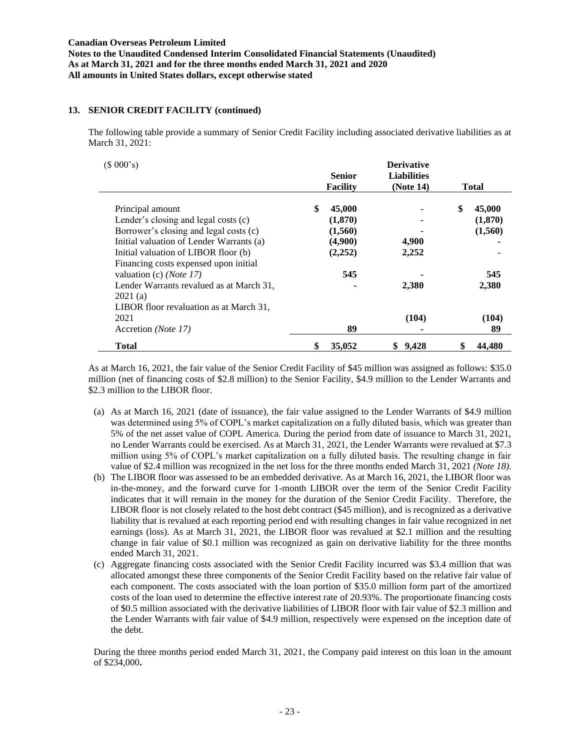**Canadian Overseas Petroleum Limited**
**Notes to the Unaudited Condensed Interim Consolidated Financial Statements (Unaudited)**
**As at March 31, 2021 and for the three months ended March 31, 2021 and 2020**
**All amounts in United States dollars, except otherwise stated**

## 13. SENIOR CREDIT FACILITY (continued)

The following table provide a summary of Senior Credit Facility including associated derivative liabilities as at March 31, 2021:

| ($ 000's) | Senior Facility | Derivative Liabilities (Note 14) | Total |
|---|---|---|---|
| Principal amount | $ 45,000 | - | $ 45,000 |
| Lender's closing and legal costs (c) | (1,870) | - | (1,870) |
| Borrower's closing and legal costs (c) | (1,560) | - | (1,560) |
| Initial valuation of Lender Warrants (a) | (4,900) | 4,900 | - |
| Initial valuation of LIBOR floor (b) | (2,252) | 2,252 | - |
| Financing costs expensed upon initial valuation (c) *(Note 17)* | 545 | - | 545 |
| Lender Warrants revalued as at March 31, 2021 (a) | - | 2,380 | 2,380 |
| LIBOR floor revaluation as at March 31, 2021 | | (104) | (104) |
| Accretion *(Note 17)* | 89 | - | 89 |
| **Total** | **$ 35,052** | **$ 9,428** | **$ 44,480** |

As at March 16, 2021, the fair value of the Senior Credit Facility of $45 million was assigned as follows: $35.0 million (net of financing costs of $2.8 million) to the Senior Facility, $4.9 million to the Lender Warrants and $2.3 million to the LIBOR floor.

(a) As at March 16, 2021 (date of issuance), the fair value assigned to the Lender Warrants of $4.9 million was determined using 5% of COPL's market capitalization on a fully diluted basis, which was greater than 5% of the net asset value of COPL America. During the period from date of issuance to March 31, 2021, no Lender Warrants could be exercised. As at March 31, 2021, the Lender Warrants were revalued at $7.3 million using 5% of COPL's market capitalization on a fully diluted basis. The resulting change in fair value of $2.4 million was recognized in the net loss for the three months ended March 31, 2021 *(Note 18)*.

(b) The LIBOR floor was assessed to be an embedded derivative. As at March 16, 2021, the LIBOR floor was in-the-money, and the forward curve for 1-month LIBOR over the term of the Senior Credit Facility indicates that it will remain in the money for the duration of the Senior Credit Facility. Therefore, the LIBOR floor is not closely related to the host debt contract ($45 million), and is recognized as a derivative liability that is revalued at each reporting period end with resulting changes in fair value recognized in net earnings (loss). As at March 31, 2021, the LIBOR floor was revalued at $2.1 million and the resulting change in fair value of $0.1 million was recognized as gain on derivative liability for the three months ended March 31, 2021.

(c) Aggregate financing costs associated with the Senior Credit Facility incurred was $3.4 million that was allocated amongst these three components of the Senior Credit Facility based on the relative fair value of each component. The costs associated with the loan portion of $35.0 million form part of the amortized costs of the loan used to determine the effective interest rate of 20.93%. The proportionate financing costs of $0.5 million associated with the derivative liabilities of LIBOR floor with fair value of $2.3 million and the Lender Warrants with fair value of $4.9 million, respectively were expensed on the inception date of the debt.

During the three months period ended March 31, 2021, the Company paid interest on this loan in the amount of $234,000**.**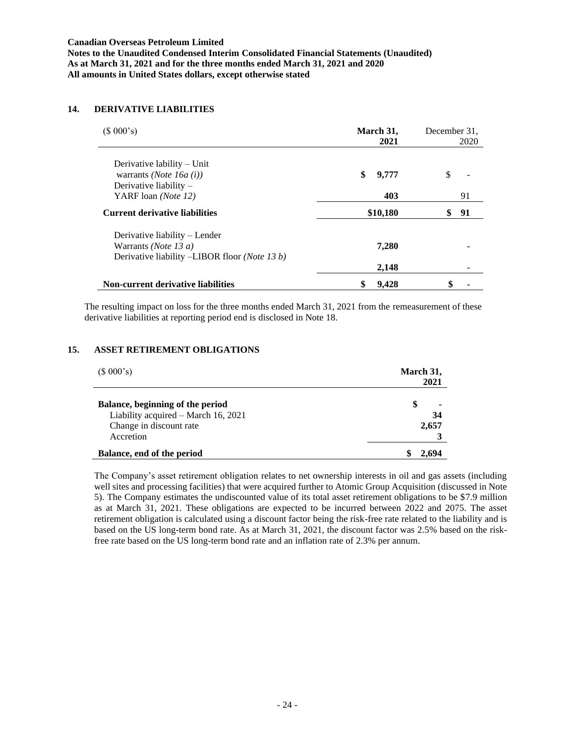**Canadian Overseas Petroleum Limited**
**Notes to the Unaudited Condensed Interim Consolidated Financial Statements (Unaudited)**
**As at March 31, 2021 and for the three months ended March 31, 2021 and 2020**
**All amounts in United States dollars, except otherwise stated**

## 14. DERIVATIVE LIABILITIES

| ($ 000's) | March 31, 2021 | December 31, 2020 |
|---|---|---|
| Derivative lability – Unit warrants *(Note 16a (i))* | $ 9,777 | $ - |
| Derivative liability – YARF loan *(Note 12)* | 403 | 91 |
| **Current derivative liabilities** | **$10,180** | **$ 91** |
| Derivative liability – Lender Warrants *(Note 13 a)* | 7,280 | - |
| Derivative liability –LIBOR floor *(Note 13 b)* | 2,148 | - |
| **Non-current derivative liabilities** | **$ 9,428** | **$ -** |

The resulting impact on loss for the three months ended March 31, 2021 from the remeasurement of these derivative liabilities at reporting period end is disclosed in Note 18.

## 15. ASSET RETIREMENT OBLIGATIONS

| ($ 000's) | March 31, 2021 |
|---|---|
| **Balance, beginning of the period** | **$ -** |
| Liability acquired – March 16, 2021 | **34** |
| Change in discount rate | **2,657** |
| Accretion | **3** |
| **Balance, end of the period** | **$ 2,694** |

The Company's asset retirement obligation relates to net ownership interests in oil and gas assets (including well sites and processing facilities) that were acquired further to Atomic Group Acquisition (discussed in Note 5). The Company estimates the undiscounted value of its total asset retirement obligations to be $7.9 million as at March 31, 2021. These obligations are expected to be incurred between 2022 and 2075. The asset retirement obligation is calculated using a discount factor being the risk-free rate related to the liability and is based on the US long-term bond rate. As at March 31, 2021, the discount factor was 2.5% based on the risk-free rate based on the US long-term bond rate and an inflation rate of 2.3% per annum.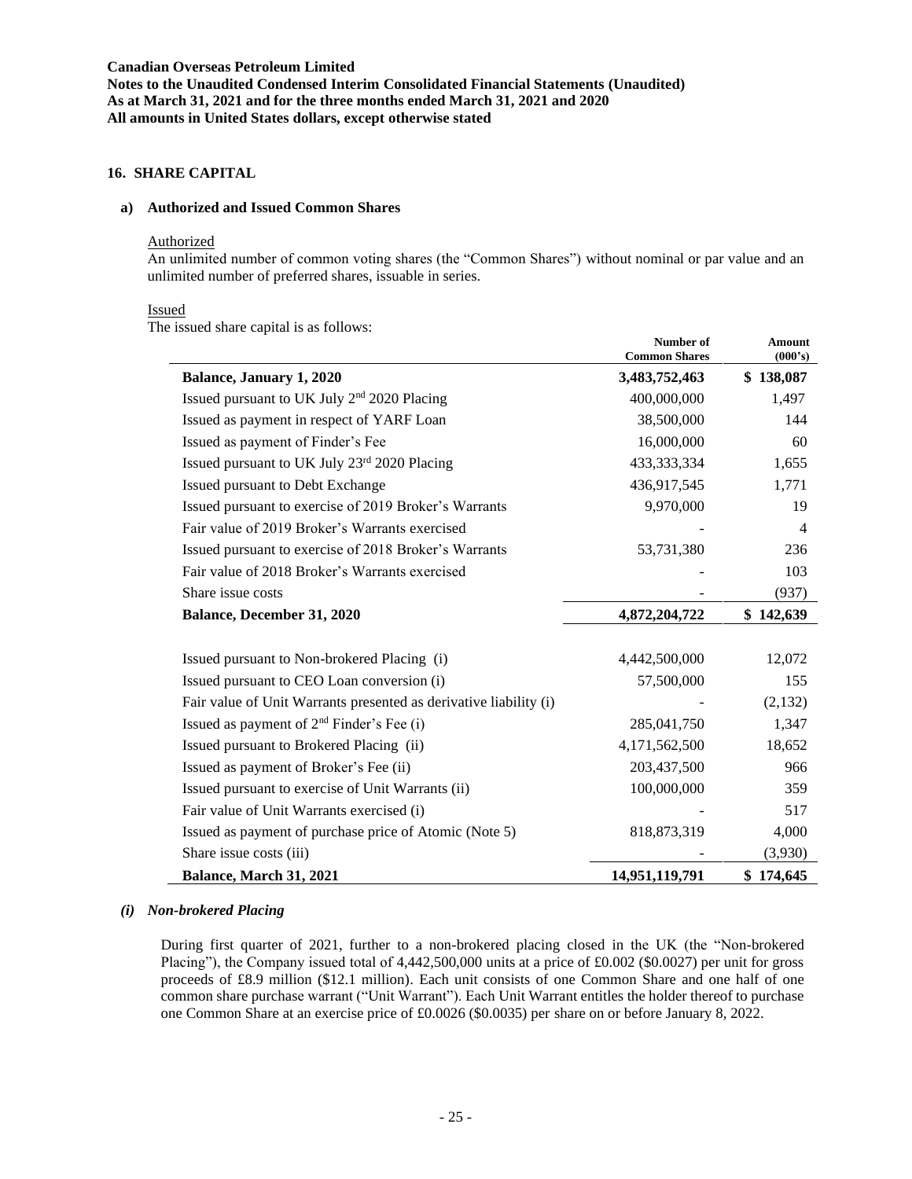## 16. SHARE CAPITAL

### a) Authorized and Issued Common Shares

Authorized

An unlimited number of common voting shares (the "Common Shares") without nominal or par value and an unlimited number of preferred shares, issuable in series.

Issued

The issued share capital is as follows:

| | Number of Common Shares | Amount (000's) |
|---|---|---|
| **Balance, January 1, 2020** | **3,483,752,463** | **$ 138,087** |
| Issued pursuant to UK July 2nd 2020 Placing | 400,000,000 | 1,497 |
| Issued as payment in respect of YARF Loan | 38,500,000 | 144 |
| Issued as payment of Finder's Fee | 16,000,000 | 60 |
| Issued pursuant to UK July 23rd 2020 Placing | 433,333,334 | 1,655 |
| Issued pursuant to Debt Exchange | 436,917,545 | 1,771 |
| Issued pursuant to exercise of 2019 Broker's Warrants | 9,970,000 | 19 |
| Fair value of 2019 Broker's Warrants exercised | - | 4 |
| Issued pursuant to exercise of 2018 Broker's Warrants | 53,731,380 | 236 |
| Fair value of 2018 Broker's Warrants exercised | - | 103 |
| Share issue costs | - | (937) |
| **Balance, December 31, 2020** | **4,872,204,722** | **$ 142,639** |
| | | |
| Issued pursuant to Non-brokered Placing (i) | 4,442,500,000 | 12,072 |
| Issued pursuant to CEO Loan conversion (i) | 57,500,000 | 155 |
| Fair value of Unit Warrants presented as derivative liability (i) | - | (2,132) |
| Issued as payment of 2nd Finder's Fee (i) | 285,041,750 | 1,347 |
| Issued pursuant to Brokered Placing (ii) | 4,171,562,500 | 18,652 |
| Issued as payment of Broker's Fee (ii) | 203,437,500 | 966 |
| Issued pursuant to exercise of Unit Warrants (ii) | 100,000,000 | 359 |
| Fair value of Unit Warrants exercised (i) | - | 517 |
| Issued as payment of purchase price of Atomic (Note 5) | 818,873,319 | 4,000 |
| Share issue costs (iii) | - | (3,930) |
| **Balance, March 31, 2021** | **14,951,119,791** | **$ 174,645** |

*(i) Non-brokered Placing*

During first quarter of 2021, further to a non-brokered placing closed in the UK (the "Non-brokered Placing"), the Company issued total of 4,442,500,000 units at a price of £0.002 ($0.0027) per unit for gross proceeds of £8.9 million ($12.1 million). Each unit consists of one Common Share and one half of one common share purchase warrant ("Unit Warrant"). Each Unit Warrant entitles the holder thereof to purchase one Common Share at an exercise price of £0.0026 ($0.0035) per share on or before January 8, 2022.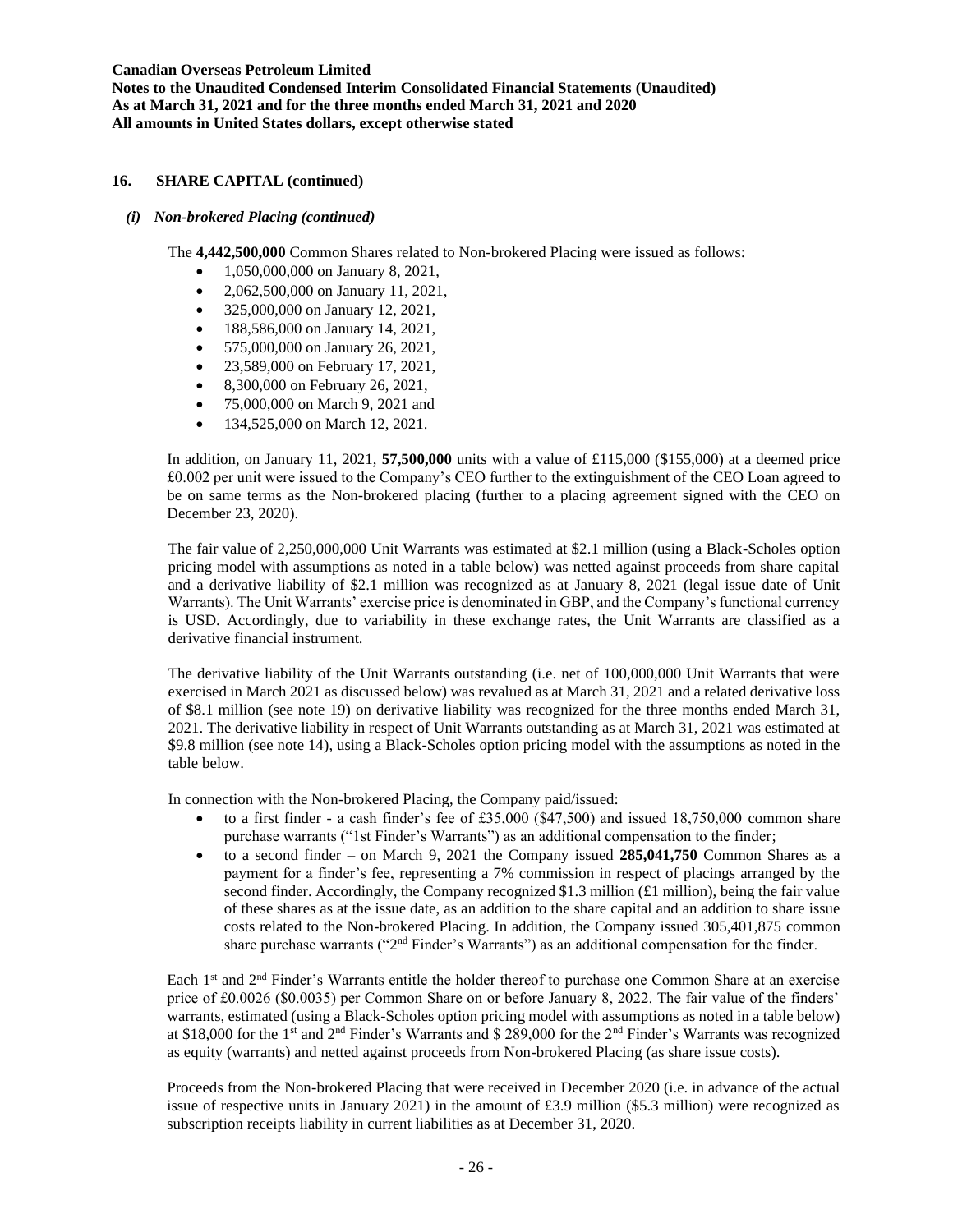## 16. SHARE CAPITAL (continued)

### *(i) Non-brokered Placing (continued)*

The **4,442,500,000** Common Shares related to Non-brokered Placing were issued as follows:

- 1,050,000,000 on January 8, 2021,
- 2,062,500,000 on January 11, 2021,
- 325,000,000 on January 12, 2021,
- 188,586,000 on January 14, 2021,
- 575,000,000 on January 26, 2021,
- 23,589,000 on February 17, 2021,
- 8,300,000 on February 26, 2021,
- 75,000,000 on March 9, 2021 and
- 134,525,000 on March 12, 2021.

In addition, on January 11, 2021, **57,500,000** units with a value of £115,000 ($155,000) at a deemed price £0.002 per unit were issued to the Company's CEO further to the extinguishment of the CEO Loan agreed to be on same terms as the Non-brokered placing (further to a placing agreement signed with the CEO on December 23, 2020).

The fair value of 2,250,000,000 Unit Warrants was estimated at $2.1 million (using a Black-Scholes option pricing model with assumptions as noted in a table below) was netted against proceeds from share capital and a derivative liability of $2.1 million was recognized as at January 8, 2021 (legal issue date of Unit Warrants). The Unit Warrants' exercise price is denominated in GBP, and the Company's functional currency is USD. Accordingly, due to variability in these exchange rates, the Unit Warrants are classified as a derivative financial instrument.

The derivative liability of the Unit Warrants outstanding (i.e. net of 100,000,000 Unit Warrants that were exercised in March 2021 as discussed below) was revalued as at March 31, 2021 and a related derivative loss of $8.1 million (see note 19) on derivative liability was recognized for the three months ended March 31, 2021. The derivative liability in respect of Unit Warrants outstanding as at March 31, 2021 was estimated at $9.8 million (see note 14), using a Black-Scholes option pricing model with the assumptions as noted in the table below.

In connection with the Non-brokered Placing, the Company paid/issued:

- to a first finder - a cash finder's fee of £35,000 ($47,500) and issued 18,750,000 common share purchase warrants ("1st Finder's Warrants") as an additional compensation to the finder;
- to a second finder – on March 9, 2021 the Company issued **285,041,750** Common Shares as a payment for a finder's fee, representing a 7% commission in respect of placings arranged by the second finder. Accordingly, the Company recognized $1.3 million (£1 million), being the fair value of these shares as at the issue date, as an addition to the share capital and an addition to share issue costs related to the Non-brokered Placing. In addition, the Company issued 305,401,875 common share purchase warrants ("2nd Finder's Warrants") as an additional compensation for the finder.

Each 1st and 2nd Finder's Warrants entitle the holder thereof to purchase one Common Share at an exercise price of £0.0026 ($0.0035) per Common Share on or before January 8, 2022. The fair value of the finders' warrants, estimated (using a Black-Scholes option pricing model with assumptions as noted in a table below) at $18,000 for the 1st and 2nd Finder's Warrants and $ 289,000 for the 2nd Finder's Warrants was recognized as equity (warrants) and netted against proceeds from Non-brokered Placing (as share issue costs).

Proceeds from the Non-brokered Placing that were received in December 2020 (i.e. in advance of the actual issue of respective units in January 2021) in the amount of £3.9 million ($5.3 million) were recognized as subscription receipts liability in current liabilities as at December 31, 2020.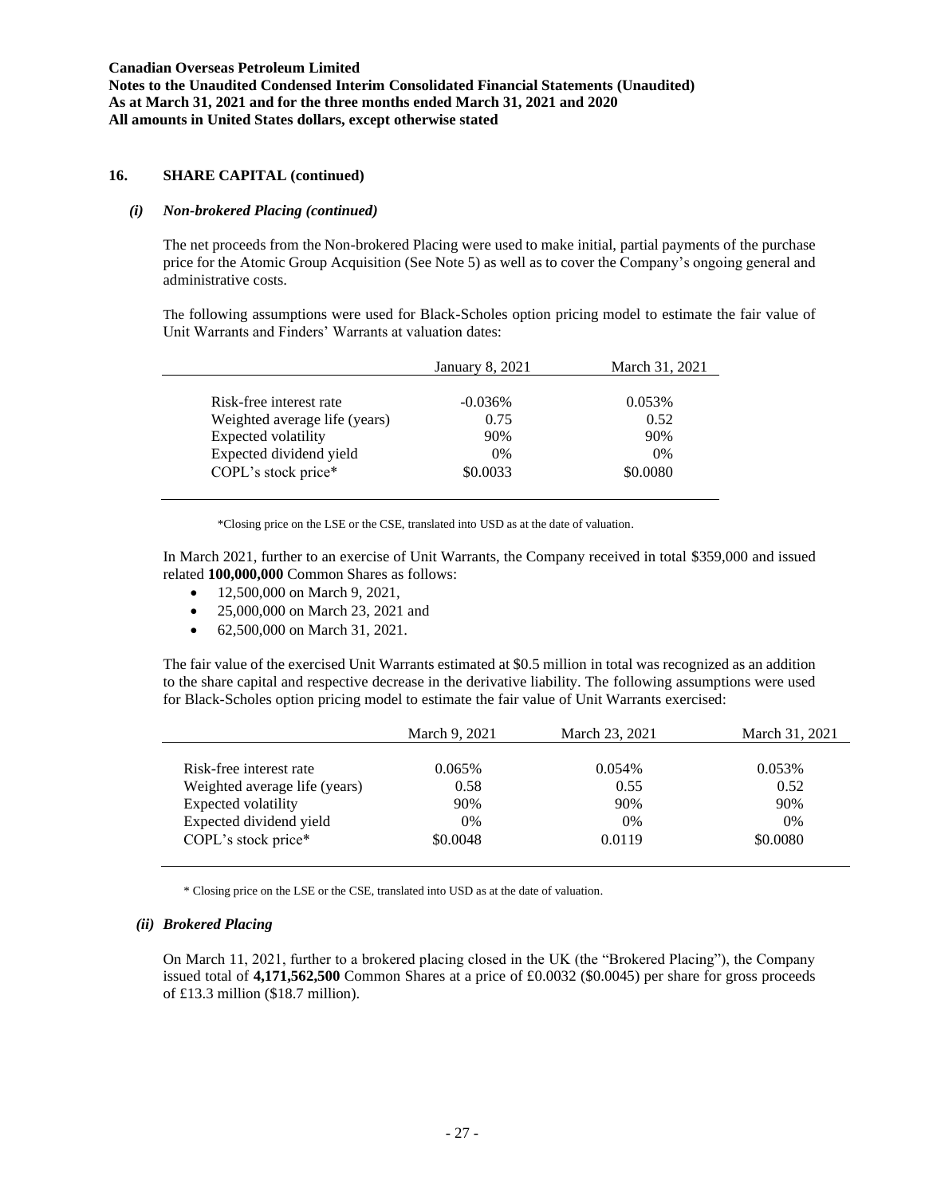## 16. SHARE CAPITAL (continued)

### *(i) Non-brokered Placing (continued)*

The net proceeds from the Non-brokered Placing were used to make initial, partial payments of the purchase price for the Atomic Group Acquisition (See Note 5) as well as to cover the Company's ongoing general and administrative costs.

The following assumptions were used for Black-Scholes option pricing model to estimate the fair value of Unit Warrants and Finders' Warrants at valuation dates:

| | January 8, 2021 | March 31, 2021 |
|---|---|---|
| Risk-free interest rate | -0.036% | 0.053% |
| Weighted average life (years) | 0.75 | 0.52 |
| Expected volatility | 90% | 90% |
| Expected dividend yield | 0% | 0% |
| COPL's stock price* | \$0.0033 | \$0.0080 |

*Closing price on the LSE or the CSE, translated into USD as at the date of valuation.

In March 2021, further to an exercise of Unit Warrants, the Company received in total \$359,000 and issued related **100,000,000** Common Shares as follows:

- 12,500,000 on March 9, 2021,
- 25,000,000 on March 23, 2021 and
- 62,500,000 on March 31, 2021.

The fair value of the exercised Unit Warrants estimated at \$0.5 million in total was recognized as an addition to the share capital and respective decrease in the derivative liability. The following assumptions were used for Black-Scholes option pricing model to estimate the fair value of Unit Warrants exercised:

| | March 9, 2021 | March 23, 2021 | March 31, 2021 |
|---|---|---|---|
| Risk-free interest rate | 0.065% | 0.054% | 0.053% |
| Weighted average life (years) | 0.58 | 0.55 | 0.52 |
| Expected volatility | 90% | 90% | 90% |
| Expected dividend yield | 0% | 0% | 0% |
| COPL's stock price* | \$0.0048 | 0.0119 | \$0.0080 |

\* Closing price on the LSE or the CSE, translated into USD as at the date of valuation.

### *(ii) Brokered Placing*

On March 11, 2021, further to a brokered placing closed in the UK (the "Brokered Placing"), the Company issued total of **4,171,562,500** Common Shares at a price of £0.0032 (\$0.0045) per share for gross proceeds of £13.3 million (\$18.7 million).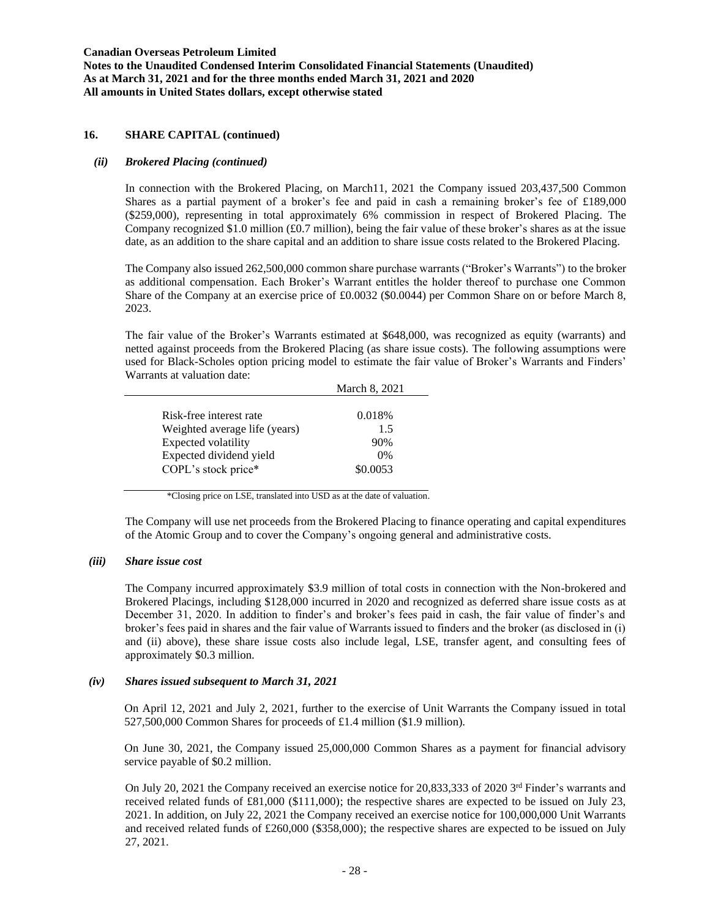## 16. SHARE CAPITAL (continued)

### *(ii) Brokered Placing (continued)*

In connection with the Brokered Placing, on March11, 2021 the Company issued 203,437,500 Common Shares as a partial payment of a broker's fee and paid in cash a remaining broker's fee of £189,000 ($259,000), representing in total approximately 6% commission in respect of Brokered Placing. The Company recognized $1.0 million (£0.7 million), being the fair value of these broker's shares as at the issue date, as an addition to the share capital and an addition to share issue costs related to the Brokered Placing.

The Company also issued 262,500,000 common share purchase warrants ("Broker's Warrants") to the broker as additional compensation. Each Broker's Warrant entitles the holder thereof to purchase one Common Share of the Company at an exercise price of £0.0032 ($0.0044) per Common Share on or before March 8, 2023.

The fair value of the Broker's Warrants estimated at $648,000, was recognized as equity (warrants) and netted against proceeds from the Brokered Placing (as share issue costs). The following assumptions were used for Black-Scholes option pricing model to estimate the fair value of Broker's Warrants and Finders' Warrants at valuation date:

| | March 8, 2021 |
|---|---|
| Risk-free interest rate | 0.018% |
| Weighted average life (years) | 1.5 |
| Expected volatility | 90% |
| Expected dividend yield | 0% |
| COPL's stock price* | $0.0053 |

*Closing price on LSE, translated into USD as at the date of valuation.

The Company will use net proceeds from the Brokered Placing to finance operating and capital expenditures of the Atomic Group and to cover the Company's ongoing general and administrative costs.

### *(iii) Share issue cost*

The Company incurred approximately $3.9 million of total costs in connection with the Non-brokered and Brokered Placings, including $128,000 incurred in 2020 and recognized as deferred share issue costs as at December 31, 2020. In addition to finder's and broker's fees paid in cash, the fair value of finder's and broker's fees paid in shares and the fair value of Warrants issued to finders and the broker (as disclosed in (i) and (ii) above), these share issue costs also include legal, LSE, transfer agent, and consulting fees of approximately $0.3 million.

### *(iv) Shares issued subsequent to March 31, 2021*

On April 12, 2021 and July 2, 2021, further to the exercise of Unit Warrants the Company issued in total 527,500,000 Common Shares for proceeds of £1.4 million ($1.9 million).

On June 30, 2021, the Company issued 25,000,000 Common Shares as a payment for financial advisory service payable of $0.2 million.

On July 20, 2021 the Company received an exercise notice for 20,833,333 of 2020 3rd Finder's warrants and received related funds of £81,000 ($111,000); the respective shares are expected to be issued on July 23, 2021. In addition, on July 22, 2021 the Company received an exercise notice for 100,000,000 Unit Warrants and received related funds of £260,000 ($358,000); the respective shares are expected to be issued on July 27, 2021.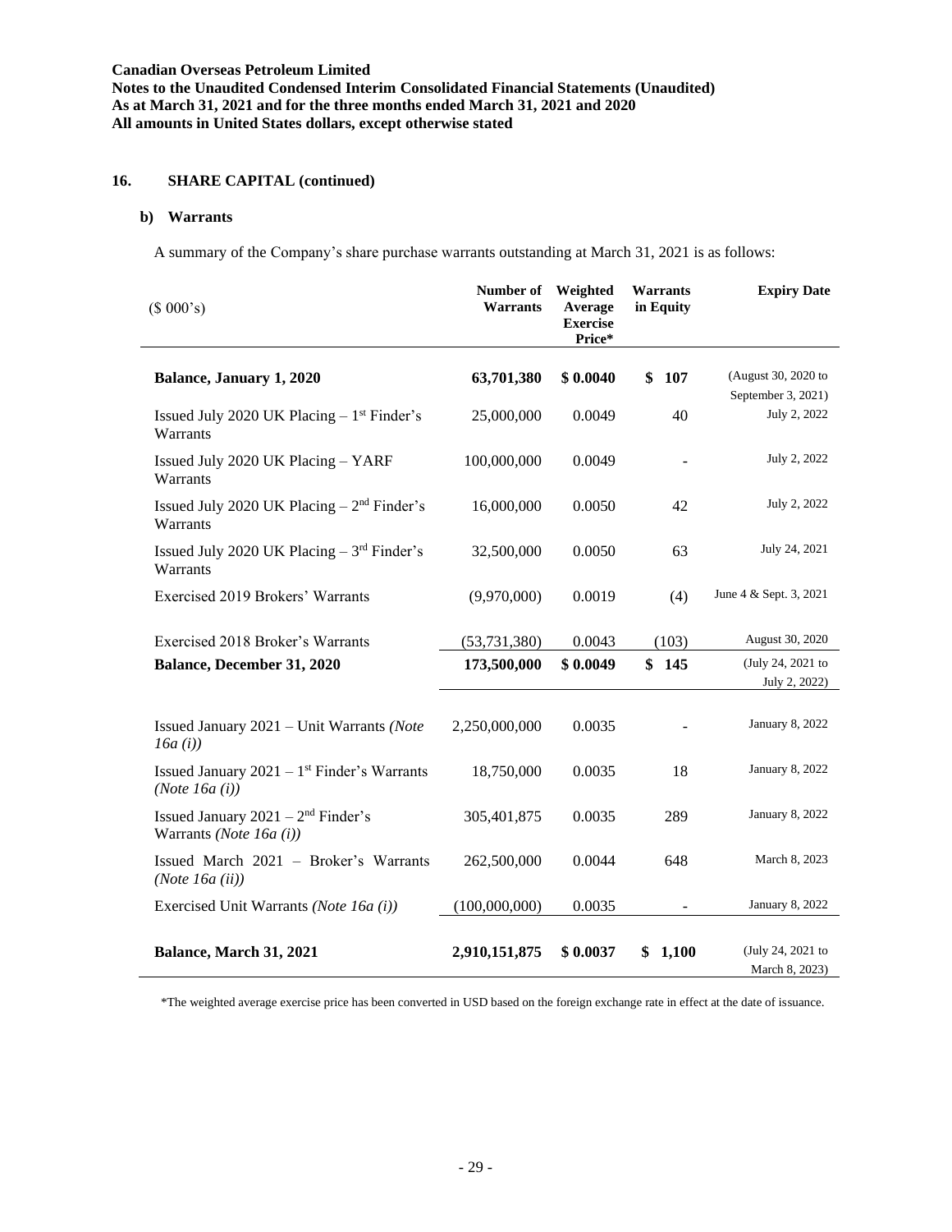**Canadian Overseas Petroleum Limited**
**Notes to the Unaudited Condensed Interim Consolidated Financial Statements (Unaudited)**
**As at March 31, 2021 and for the three months ended March 31, 2021 and 2020**
**All amounts in United States dollars, except otherwise stated**

## 16. SHARE CAPITAL (continued)

### b) Warrants

A summary of the Company's share purchase warrants outstanding at March 31, 2021 is as follows:

| ($ 000's) | Number of Warrants | Weighted Average Exercise Price* | Warrants in Equity | Expiry Date |
|---|---|---|---|---|
| **Balance, January 1, 2020** | **63,701,380** | **$ 0.0040** | **$ 107** | (August 30, 2020 to September 3, 2021) |
| Issued July 2020 UK Placing – 1st Finder's Warrants | 25,000,000 | 0.0049 | 40 | July 2, 2022 |
| Issued July 2020 UK Placing – YARF Warrants | 100,000,000 | 0.0049 | - | July 2, 2022 |
| Issued July 2020 UK Placing – 2nd Finder's Warrants | 16,000,000 | 0.0050 | 42 | July 2, 2022 |
| Issued July 2020 UK Placing – 3rd Finder's Warrants | 32,500,000 | 0.0050 | 63 | July 24, 2021 |
| Exercised 2019 Brokers' Warrants | (9,970,000) | 0.0019 | (4) | June 4 & Sept. 3, 2021 |
| Exercised 2018 Broker's Warrants | (53,731,380) | 0.0043 | (103) | August 30, 2020 |
| **Balance, December 31, 2020** | **173,500,000** | **$ 0.0049** | **$ 145** | (July 24, 2021 to July 2, 2022) |
| Issued January 2021 – Unit Warrants *(Note 16a (i))* | 2,250,000,000 | 0.0035 | - | January 8, 2022 |
| Issued January 2021 – 1st Finder's Warrants *(Note 16a (i))* | 18,750,000 | 0.0035 | 18 | January 8, 2022 |
| Issued January 2021 – 2nd Finder's Warrants *(Note 16a (i))* | 305,401,875 | 0.0035 | 289 | January 8, 2022 |
| Issued March 2021 – Broker's Warrants *(Note 16a (ii))* | 262,500,000 | 0.0044 | 648 | March 8, 2023 |
| Exercised Unit Warrants *(Note 16a (i))* | (100,000,000) | 0.0035 | - | January 8, 2022 |
| **Balance, March 31, 2021** | **2,910,151,875** | **$ 0.0037** | **$ 1,100** | (July 24, 2021 to March 8, 2023) |

*The weighted average exercise price has been converted in USD based on the foreign exchange rate in effect at the date of issuance.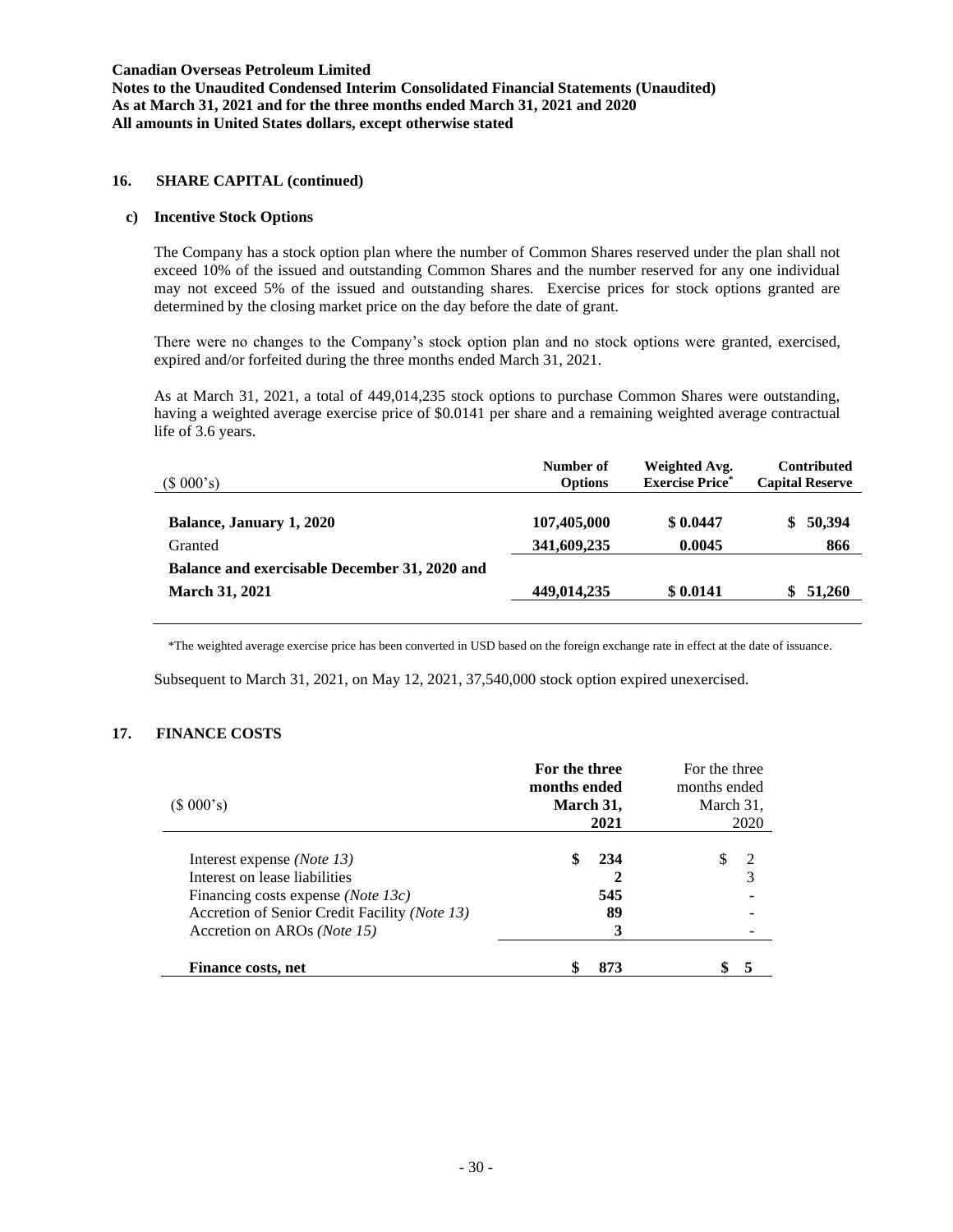## 16. SHARE CAPITAL (continued)

### c) Incentive Stock Options

The Company has a stock option plan where the number of Common Shares reserved under the plan shall not exceed 10% of the issued and outstanding Common Shares and the number reserved for any one individual may not exceed 5% of the issued and outstanding shares. Exercise prices for stock options granted are determined by the closing market price on the day before the date of grant.

There were no changes to the Company's stock option plan and no stock options were granted, exercised, expired and/or forfeited during the three months ended March 31, 2021.

As at March 31, 2021, a total of 449,014,235 stock options to purchase Common Shares were outstanding, having a weighted average exercise price of $0.0141 per share and a remaining weighted average contractual life of 3.6 years.

| ($ 000's) | Number of Options | Weighted Avg. Exercise Price* | Contributed Capital Reserve |
|---|---|---|---|
| **Balance, January 1, 2020** | **107,405,000** | **$ 0.0447** | **$ 50,394** |
| Granted | **341,609,235** | **0.0045** | **866** |
| **Balance and exercisable December 31, 2020 and March 31, 2021** | **449,014,235** | **$ 0.0141** | **$ 51,260** |

*The weighted average exercise price has been converted in USD based on the foreign exchange rate in effect at the date of issuance.

Subsequent to March 31, 2021, on May 12, 2021, 37,540,000 stock option expired unexercised.

## 17. FINANCE COSTS

| ($ 000's) | For the three months ended March 31, 2021 | For the three months ended March 31, 2020 |
|---|---|---|
| Interest expense *(Note 13)* | **$ 234** | $ 2 |
| Interest on lease liabilities | **2** | 3 |
| Financing costs expense *(Note 13c)* | **545** | - |
| Accretion of Senior Credit Facility *(Note 13)* | **89** | - |
| Accretion on AROs *(Note 15)* | **3** | - |
| **Finance costs, net** | **$ 873** | **$ 5** |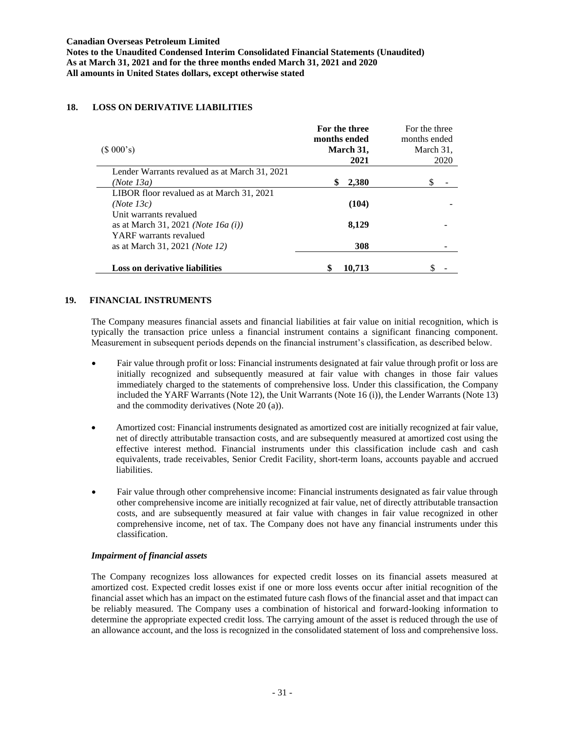## 18. LOSS ON DERIVATIVE LIABILITIES

| ($ 000's) | **For the three months ended March 31, 2021** | For the three months ended March 31, 2020 |
|---|---|---|
| Lender Warrants revalued as at March 31, 2021 *(Note 13a)* | **$ 2,380** | $ - |
| LIBOR floor revalued as at March 31, 2021 *(Note 13c)* | **(104)** | - |
| Unit warrants revalued as at March 31, 2021 *(Note 16a (i))* | **8,129** | - |
| YARF warrants revalued as at March 31, 2021 *(Note 12)* | **308** | - |
| **Loss on derivative liabilities** | **$ 10,713** | $ - |

## 19. FINANCIAL INSTRUMENTS

The Company measures financial assets and financial liabilities at fair value on initial recognition, which is typically the transaction price unless a financial instrument contains a significant financing component. Measurement in subsequent periods depends on the financial instrument's classification, as described below.

- Fair value through profit or loss: Financial instruments designated at fair value through profit or loss are initially recognized and subsequently measured at fair value with changes in those fair values immediately charged to the statements of comprehensive loss. Under this classification, the Company included the YARF Warrants (Note 12), the Unit Warrants (Note 16 (i)), the Lender Warrants (Note 13) and the commodity derivatives (Note 20 (a)).

- Amortized cost: Financial instruments designated as amortized cost are initially recognized at fair value, net of directly attributable transaction costs, and are subsequently measured at amortized cost using the effective interest method. Financial instruments under this classification include cash and cash equivalents, trade receivables, Senior Credit Facility, short-term loans, accounts payable and accrued liabilities.

- Fair value through other comprehensive income: Financial instruments designated as fair value through other comprehensive income are initially recognized at fair value, net of directly attributable transaction costs, and are subsequently measured at fair value with changes in fair value recognized in other comprehensive income, net of tax. The Company does not have any financial instruments under this classification.

### *Impairment of financial assets*

The Company recognizes loss allowances for expected credit losses on its financial assets measured at amortized cost. Expected credit losses exist if one or more loss events occur after initial recognition of the financial asset which has an impact on the estimated future cash flows of the financial asset and that impact can be reliably measured. The Company uses a combination of historical and forward-looking information to determine the appropriate expected credit loss. The carrying amount of the asset is reduced through the use of an allowance account, and the loss is recognized in the consolidated statement of loss and comprehensive loss.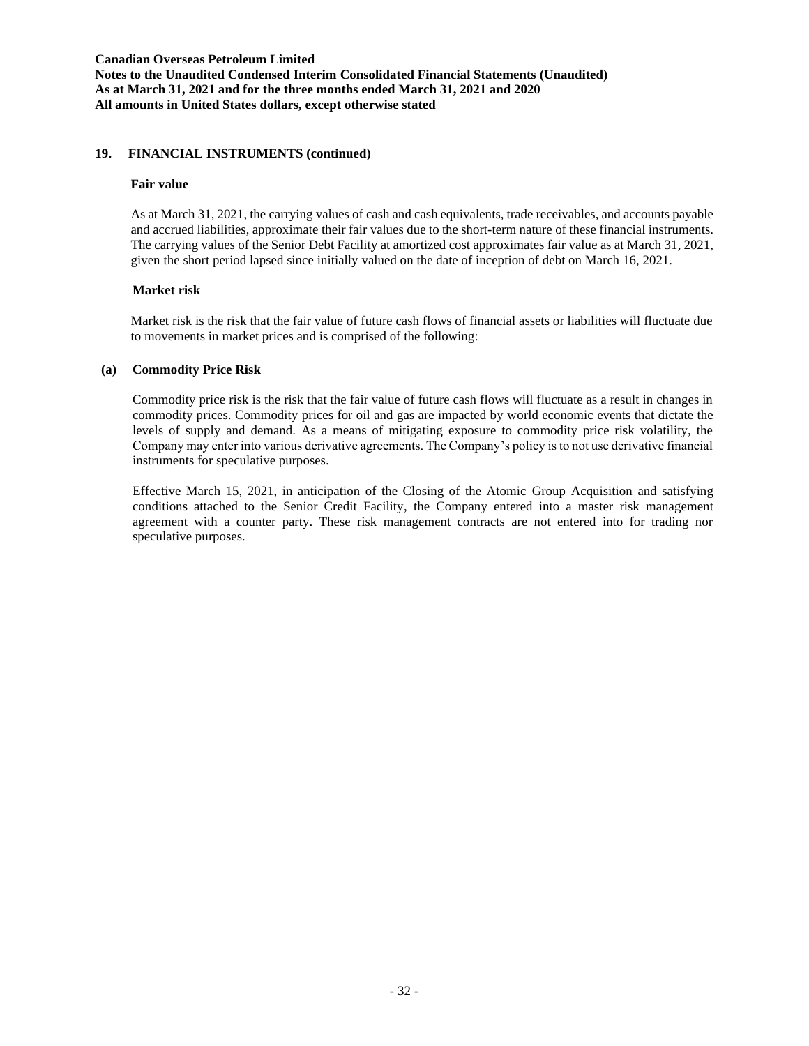## 19. FINANCIAL INSTRUMENTS (continued)

### Fair value

As at March 31, 2021, the carrying values of cash and cash equivalents, trade receivables, and accounts payable and accrued liabilities, approximate their fair values due to the short-term nature of these financial instruments. The carrying values of the Senior Debt Facility at amortized cost approximates fair value as at March 31, 2021, given the short period lapsed since initially valued on the date of inception of debt on March 16, 2021.

### Market risk

Market risk is the risk that the fair value of future cash flows of financial assets or liabilities will fluctuate due to movements in market prices and is comprised of the following:

### (a) Commodity Price Risk

Commodity price risk is the risk that the fair value of future cash flows will fluctuate as a result in changes in commodity prices. Commodity prices for oil and gas are impacted by world economic events that dictate the levels of supply and demand. As a means of mitigating exposure to commodity price risk volatility, the Company may enter into various derivative agreements. The Company's policy is to not use derivative financial instruments for speculative purposes.

Effective March 15, 2021, in anticipation of the Closing of the Atomic Group Acquisition and satisfying conditions attached to the Senior Credit Facility, the Company entered into a master risk management agreement with a counter party. These risk management contracts are not entered into for trading nor speculative purposes.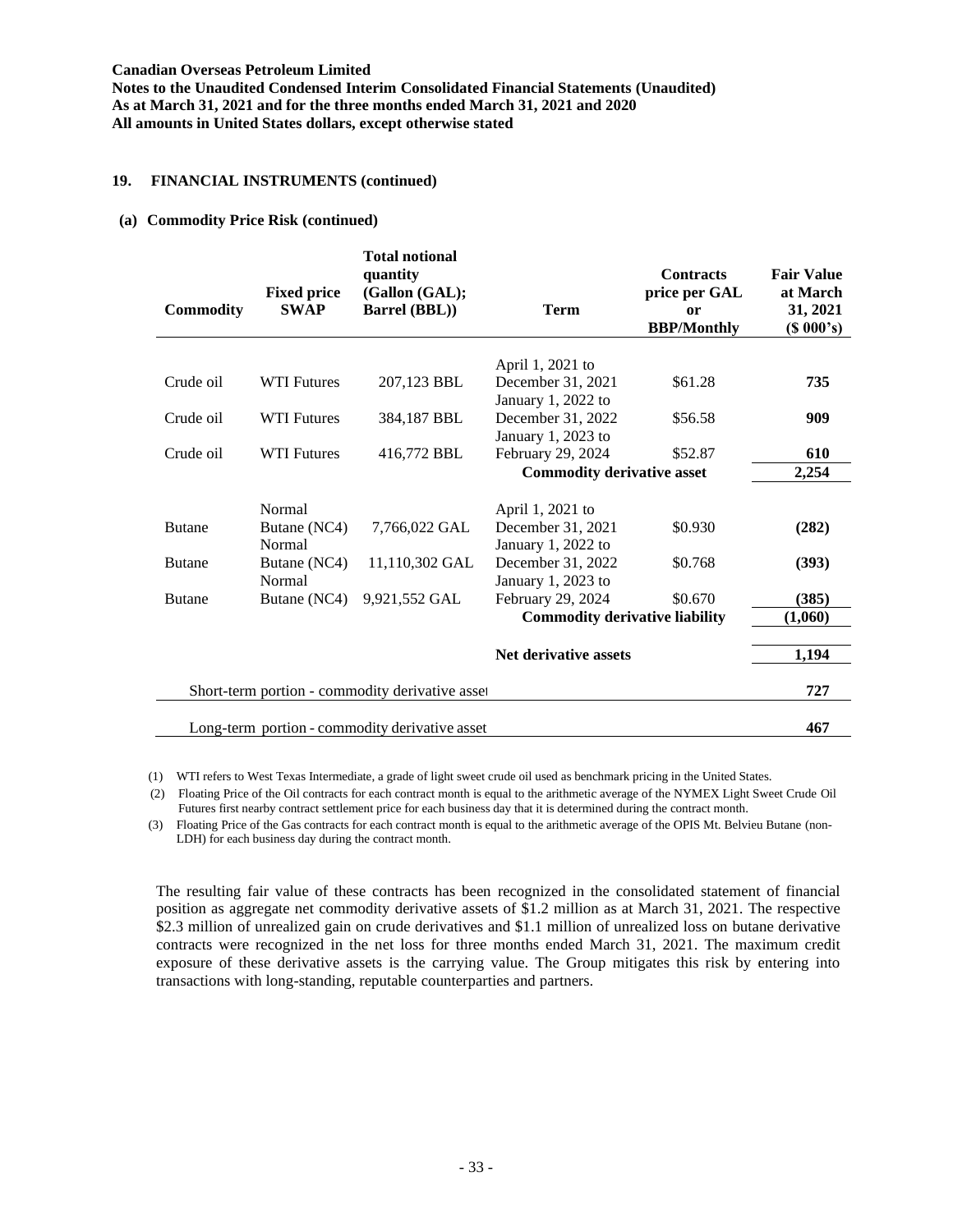## 19. FINANCIAL INSTRUMENTS (continued)

### (a) Commodity Price Risk (continued)

| Commodity | Fixed price SWAP | Total notional quantity (Gallon (GAL); Barrel (BBL)) | Term | Contracts price per GAL or BBP/Monthly | Fair Value at March 31, 2021 ($ 000's) |
|---|---|---|---|---|---|
| Crude oil | WTI Futures | 207,123 BBL | April 1, 2021 to December 31, 2021 | $61.28 | **735** |
| Crude oil | WTI Futures | 384,187 BBL | January 1, 2022 to December 31, 2022 | $56.58 | **909** |
| Crude oil | WTI Futures | 416,772 BBL | January 1, 2023 to February 29, 2024 | $52.87 | **610** |
| | | | **Commodity derivative asset** | | **2,254** |
| Butane | Normal Butane (NC4) | 7,766,022 GAL | April 1, 2021 to December 31, 2021 | $0.930 | **(282)** |
| Butane | Normal Butane (NC4) | 11,110,302 GAL | January 1, 2022 to December 31, 2022 | $0.768 | **(393)** |
| Butane | Normal Butane (NC4) | 9,921,552 GAL | January 1, 2023 to February 29, 2024 | $0.670 | **(385)** |
| | | | **Commodity derivative liability** | | **(1,060)** |
| | | | **Net derivative assets** | | **1,194** |
| | Short-term portion - commodity derivative asset | | | | **727** |
| | Long-term portion - commodity derivative asset | | | | **467** |

(1) WTI refers to West Texas Intermediate, a grade of light sweet crude oil used as benchmark pricing in the United States.

(2) Floating Price of the Oil contracts for each contract month is equal to the arithmetic average of the NYMEX Light Sweet Crude Oil Futures first nearby contract settlement price for each business day that it is determined during the contract month.

(3) Floating Price of the Gas contracts for each contract month is equal to the arithmetic average of the OPIS Mt. Belvieu Butane (non-LDH) for each business day during the contract month.

The resulting fair value of these contracts has been recognized in the consolidated statement of financial position as aggregate net commodity derivative assets of $1.2 million as at March 31, 2021. The respective $2.3 million of unrealized gain on crude derivatives and $1.1 million of unrealized loss on butane derivative contracts were recognized in the net loss for three months ended March 31, 2021. The maximum credit exposure of these derivative assets is the carrying value. The Group mitigates this risk by entering into transactions with long-standing, reputable counterparties and partners.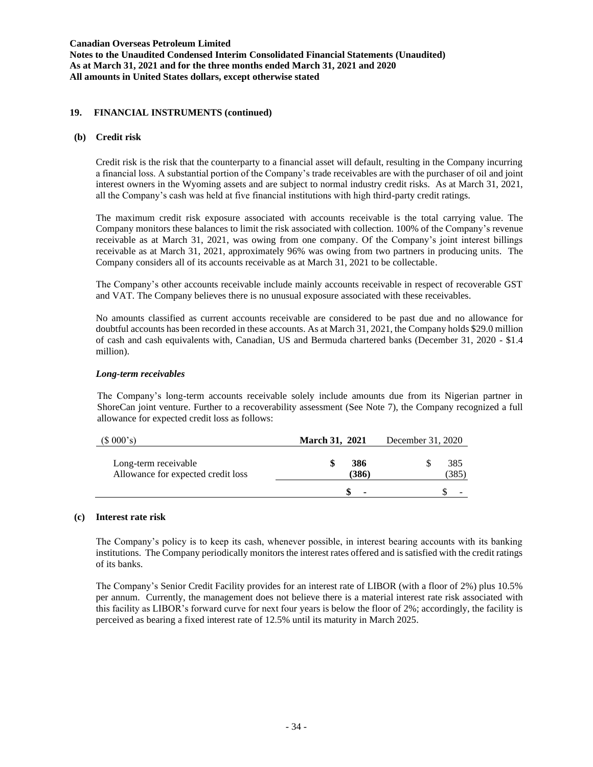## 19. FINANCIAL INSTRUMENTS (continued)

### (b) Credit risk

Credit risk is the risk that the counterparty to a financial asset will default, resulting in the Company incurring a financial loss. A substantial portion of the Company's trade receivables are with the purchaser of oil and joint interest owners in the Wyoming assets and are subject to normal industry credit risks. As at March 31, 2021, all the Company's cash was held at five financial institutions with high third-party credit ratings.

The maximum credit risk exposure associated with accounts receivable is the total carrying value. The Company monitors these balances to limit the risk associated with collection. 100% of the Company's revenue receivable as at March 31, 2021, was owing from one company. Of the Company's joint interest billings receivable as at March 31, 2021, approximately 96% was owing from two partners in producing units. The Company considers all of its accounts receivable as at March 31, 2021 to be collectable.

The Company's other accounts receivable include mainly accounts receivable in respect of recoverable GST and VAT. The Company believes there is no unusual exposure associated with these receivables.

No amounts classified as current accounts receivable are considered to be past due and no allowance for doubtful accounts has been recorded in these accounts. As at March 31, 2021, the Company holds $29.0 million of cash and cash equivalents with, Canadian, US and Bermuda chartered banks (December 31, 2020 - $1.4 million).

#### *Long-term receivables*

The Company's long-term accounts receivable solely include amounts due from its Nigerian partner in ShoreCan joint venture. Further to a recoverability assessment (See Note 7), the Company recognized a full allowance for expected credit loss as follows:

| ($ 000's) | **March 31, 2021** | December 31, 2020 |
|---|---|---|
| Long-term receivable | **$ 386** | $ 385 |
| Allowance for expected credit loss | **(386)** | (385) |
| | **$ -** | $ - |

### (c) Interest rate risk

The Company's policy is to keep its cash, whenever possible, in interest bearing accounts with its banking institutions. The Company periodically monitors the interest rates offered and is satisfied with the credit ratings of its banks.

The Company's Senior Credit Facility provides for an interest rate of LIBOR (with a floor of 2%) plus 10.5% per annum. Currently, the management does not believe there is a material interest rate risk associated with this facility as LIBOR's forward curve for next four years is below the floor of 2%; accordingly, the facility is perceived as bearing a fixed interest rate of 12.5% until its maturity in March 2025.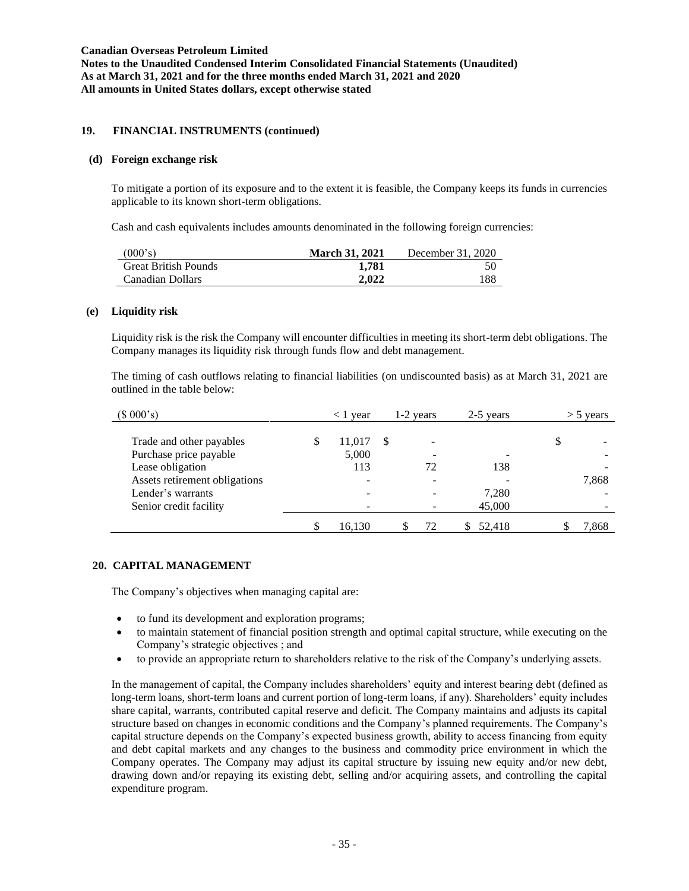## 19. FINANCIAL INSTRUMENTS (continued)

### (d) Foreign exchange risk

To mitigate a portion of its exposure and to the extent it is feasible, the Company keeps its funds in currencies applicable to its known short-term obligations.

Cash and cash equivalents includes amounts denominated in the following foreign currencies:

| (000's) | **March 31, 2021** | December 31, 2020 |
|---|---|---|
| Great British Pounds | **1,781** | 50 |
| Canadian Dollars | **2,022** | 188 |

### (e) Liquidity risk

Liquidity risk is the risk the Company will encounter difficulties in meeting its short-term debt obligations. The Company manages its liquidity risk through funds flow and debt management.

The timing of cash outflows relating to financial liabilities (on undiscounted basis) as at March 31, 2021 are outlined in the table below:

| ($ 000's) | < 1 year | 1-2 years | 2-5 years | > 5 years |
|---|---|---|---|---|
| Trade and other payables | $ 11,017 | $ - | | $ - |
| Purchase price payable | 5,000 | - | - | - |
| Lease obligation | 113 | 72 | 138 | - |
| Assets retirement obligations | - | - | - | 7,868 |
| Lender's warrants | - | - | 7,280 | - |
| Senior credit facility | - | - | 45,000 | - |
| | $ 16,130 | $ 72 | $ 52,418 | $ 7,868 |

## 20. CAPITAL MANAGEMENT

The Company's objectives when managing capital are:

- to fund its development and exploration programs;
- to maintain statement of financial position strength and optimal capital structure, while executing on the Company's strategic objectives ; and
- to provide an appropriate return to shareholders relative to the risk of the Company's underlying assets.

In the management of capital, the Company includes shareholders' equity and interest bearing debt (defined as long-term loans, short-term loans and current portion of long-term loans, if any). Shareholders' equity includes share capital, warrants, contributed capital reserve and deficit. The Company maintains and adjusts its capital structure based on changes in economic conditions and the Company's planned requirements. The Company's capital structure depends on the Company's expected business growth, ability to access financing from equity and debt capital markets and any changes to the business and commodity price environment in which the Company operates. The Company may adjust its capital structure by issuing new equity and/or new debt, drawing down and/or repaying its existing debt, selling and/or acquiring assets, and controlling the capital expenditure program.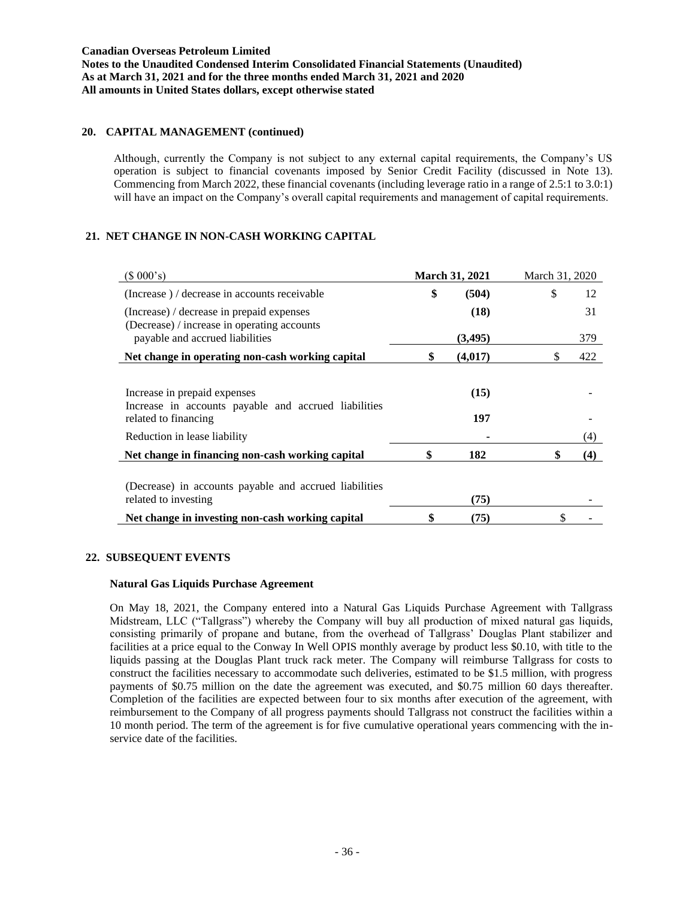## 20. CAPITAL MANAGEMENT (continued)

Although, currently the Company is not subject to any external capital requirements, the Company's US operation is subject to financial covenants imposed by Senior Credit Facility (discussed in Note 13). Commencing from March 2022, these financial covenants (including leverage ratio in a range of 2.5:1 to 3.0:1) will have an impact on the Company's overall capital requirements and management of capital requirements.

## 21. NET CHANGE IN NON-CASH WORKING CAPITAL

| ($ 000's) | **March 31, 2021** | March 31, 2020 |
|---|---|---|
| (Increase ) / decrease in accounts receivable | **$ (504)** | $ 12 |
| (Increase) / decrease in prepaid expenses | **(18)** | 31 |
| (Decrease) / increase in operating accounts payable and accrued liabilities | **(3,495)** | 379 |
| **Net change in operating non-cash working capital** | **$ (4,017)** | $ 422 |
| | | |
| Increase in prepaid expenses | **(15)** | - |
| Increase in accounts payable and accrued liabilities related to financing | **197** | - |
| Reduction in lease liability | **-** | (4) |
| **Net change in financing non-cash working capital** | **$ 182** | **$ (4)** |
| | | |
| (Decrease) in accounts payable and accrued liabilities related to investing | **(75)** | - |
| **Net change in investing non-cash working capital** | **$ (75)** | $ - |

## 22. SUBSEQUENT EVENTS

### Natural Gas Liquids Purchase Agreement

On May 18, 2021, the Company entered into a Natural Gas Liquids Purchase Agreement with Tallgrass Midstream, LLC ("Tallgrass") whereby the Company will buy all production of mixed natural gas liquids, consisting primarily of propane and butane, from the overhead of Tallgrass' Douglas Plant stabilizer and facilities at a price equal to the Conway In Well OPIS monthly average by product less $0.10, with title to the liquids passing at the Douglas Plant truck rack meter. The Company will reimburse Tallgrass for costs to construct the facilities necessary to accommodate such deliveries, estimated to be $1.5 million, with progress payments of $0.75 million on the date the agreement was executed, and $0.75 million 60 days thereafter. Completion of the facilities are expected between four to six months after execution of the agreement, with reimbursement to the Company of all progress payments should Tallgrass not construct the facilities within a 10 month period. The term of the agreement is for five cumulative operational years commencing with the in-service date of the facilities.